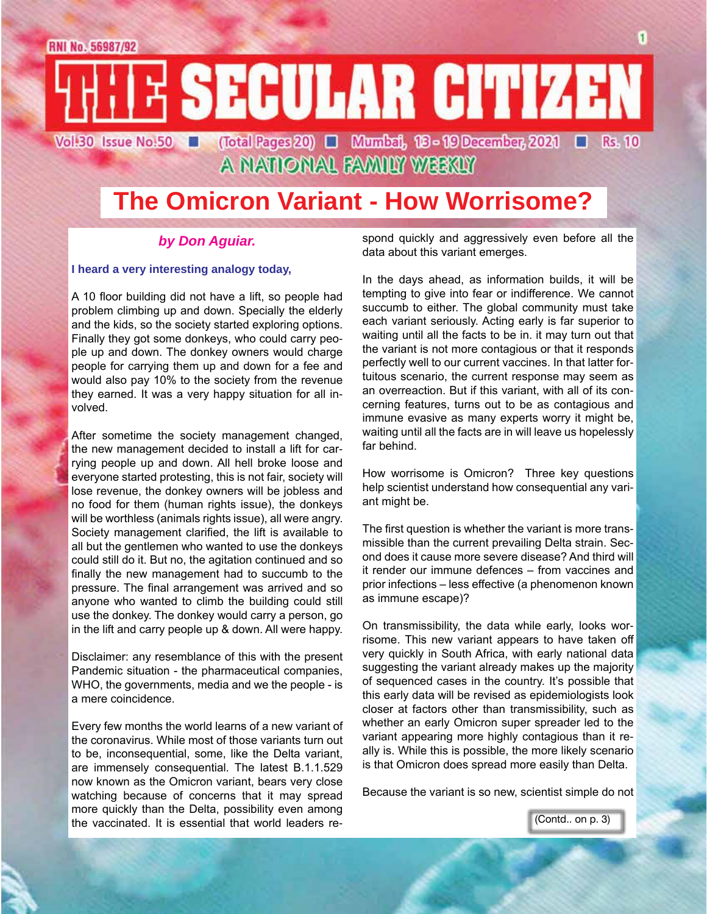# THE SECULAR CITIZEN

RNI No. 56987/92

Vol.30 Issue No.50 ■ (Total Pages 20) ■ Mumbai, 13 - 19 December, 2021 ■ Rs. 10

A NATIONAL FAMILY WEEKLY

## The Omicron Variant - How Worrisome?

***by Don Aguiar.***

**I heard a very interesting analogy today,**

A 10 floor building did not have a lift, so people had problem climbing up and down. Specially the elderly and the kids, so the society started exploring options. Finally they got some donkeys, who could carry people up and down. The donkey owners would charge people for carrying them up and down for a fee and would also pay 10% to the society from the revenue they earned. It was a very happy situation for all involved.

After sometime the society management changed, the new management decided to install a lift for carrying people up and down. All hell broke loose and everyone started protesting, this is not fair, society will lose revenue, the donkey owners will be jobless and no food for them (human rights issue), the donkeys will be worthless (animals rights issue), all were angry. Society management clarified, the lift is available to all but the gentlemen who wanted to use the donkeys could still do it. But no, the agitation continued and so finally the new management had to succumb to the pressure. The final arrangement was arrived and so anyone who wanted to climb the building could still use the donkey. The donkey would carry a person, go in the lift and carry people up & down. All were happy.

Disclaimer: any resemblance of this with the present Pandemic situation - the pharmaceutical companies, WHO, the governments, media and we the people - is a mere coincidence.

Every few months the world learns of a new variant of the coronavirus. While most of those variants turn out to be, inconsequential, some, like the Delta variant, are immensely consequential. The latest B.1.1.529 now known as the Omicron variant, bears very close watching because of concerns that it may spread more quickly than the Delta, possibility even among the vaccinated. It is essential that world leaders respond quickly and aggressively even before all the data about this variant emerges.

In the days ahead, as information builds, it will be tempting to give into fear or indifference. We cannot succumb to either. The global community must take each variant seriously. Acting early is far superior to waiting until all the facts to be in. it may turn out that the variant is not more contagious or that it responds perfectly well to our current vaccines. In that latter fortuitous scenario, the current response may seem as an overreaction. But if this variant, with all of its concerning features, turns out to be as contagious and immune evasive as many experts worry it might be, waiting until all the facts are in will leave us hopelessly far behind.

How worrisome is Omicron? Three key questions help scientist understand how consequential any variant might be.

The first question is whether the variant is more transmissible than the current prevailing Delta strain. Second does it cause more severe disease? And third will it render our immune defences – from vaccines and prior infections – less effective (a phenomenon known as immune escape)?

On transmissibility, the data while early, looks worrisome. This new variant appears to have taken off very quickly in South Africa, with early national data suggesting the variant already makes up the majority of sequenced cases in the country. It's possible that this early data will be revised as epidemiologists look closer at factors other than transmissibility, such as whether an early Omicron super spreader led to the variant appearing more highly contagious than it really is. While this is possible, the more likely scenario is that Omicron does spread more easily than Delta.

Because the variant is so new, scientist simple do not

(Contd.. on p. 3)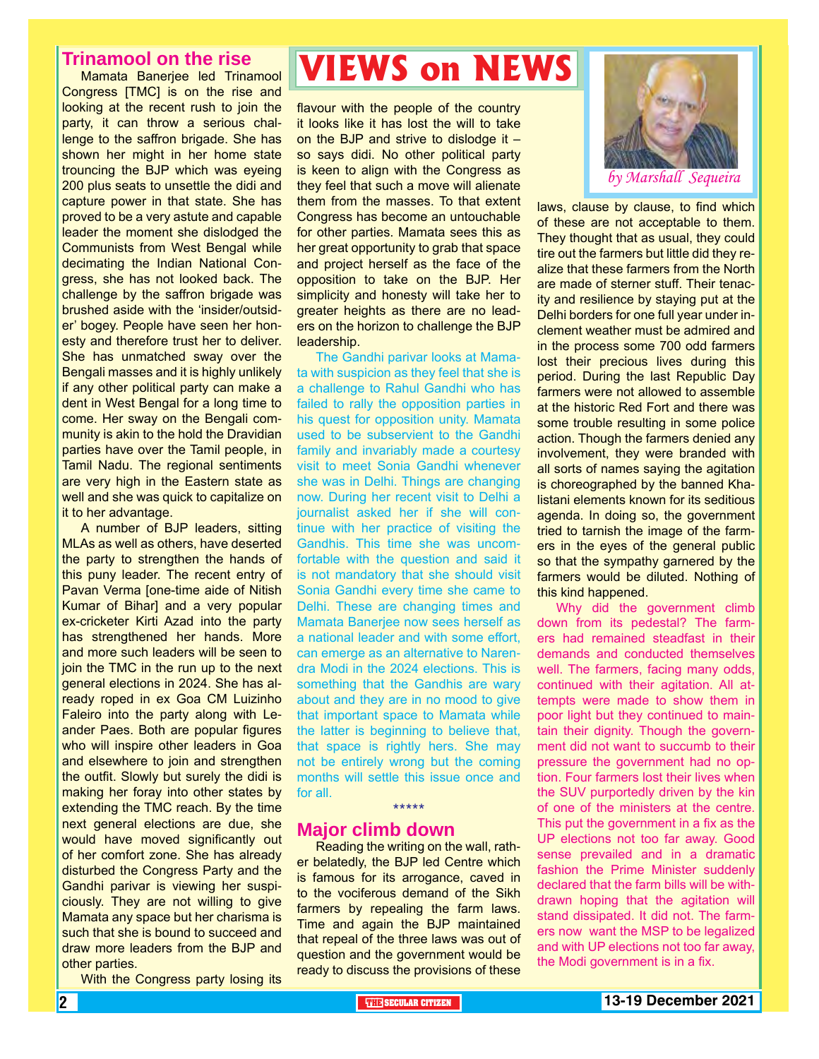# VIEWS on NEWS

*by Marshall Sequeira*

## Trinamool on the rise

Mamata Banerjee led Trinamool Congress [TMC] is on the rise and looking at the recent rush to join the party, it can throw a serious challenge to the saffron brigade. She has shown her might in her home state trouncing the BJP which was eyeing 200 plus seats to unsettle the didi and capture power in that state. She has proved to be a very astute and capable leader the moment she dislodged the Communists from West Bengal while decimating the Indian National Congress, she has not looked back. The challenge by the saffron brigade was brushed aside with the 'insider/outsider' bogey. People have seen her honesty and therefore trust her to deliver. She has unmatched sway over the Bengali masses and it is highly unlikely if any other political party can make a dent in West Bengal for a long time to come. Her sway on the Bengali community is akin to the hold the Dravidian parties have over the Tamil people, in Tamil Nadu. The regional sentiments are very high in the Eastern state as well and she was quick to capitalize on it to her advantage.

A number of BJP leaders, sitting MLAs as well as others, have deserted the party to strengthen the hands of this puny leader. The recent entry of Pavan Verma [one-time aide of Nitish Kumar of Bihar] and a very popular ex-cricketer Kirti Azad into the party has strengthened her hands. More and more such leaders will be seen to join the TMC in the run up to the next general elections in 2024. She has already roped in ex Goa CM Luizinho Faleiro into the party along with Leander Paes. Both are popular figures who will inspire other leaders in Goa and elsewhere to join and strengthen the outfit. Slowly but surely the didi is making her foray into other states by extending the TMC reach. By the time next general elections are due, she would have moved significantly out of her comfort zone. She has already disturbed the Congress Party and the Gandhi parivar is viewing her suspiciously. They are not willing to give Mamata any space but her charisma is such that she is bound to succeed and draw more leaders from the BJP and other parties.

With the Congress party losing its flavour with the people of the country it looks like it has lost the will to take on the BJP and strive to dislodge it – so says didi. No other political party is keen to align with the Congress as they feel that such a move will alienate them from the masses. To that extent Congress has become an untouchable for other parties. Mamata sees this as her great opportunity to grab that space and project herself as the face of the opposition to take on the BJP. Her simplicity and honesty will take her to greater heights as there are no leaders on the horizon to challenge the BJP leadership.

The Gandhi parivar looks at Mamata with suspicion as they feel that she is a challenge to Rahul Gandhi who has failed to rally the opposition parties in his quest for opposition unity. Mamata used to be subservient to the Gandhi family and invariably made a courtesy visit to meet Sonia Gandhi whenever she was in Delhi. Things are changing now. During her recent visit to Delhi a journalist asked her if she will continue with her practice of visiting the Gandhis. This time she was uncomfortable with the question and said it is not mandatory that she should visit Sonia Gandhi every time she came to Delhi. These are changing times and Mamata Banerjee now sees herself as a national leader and with some effort, can emerge as an alternative to Narendra Modi in the 2024 elections. This is something that the Gandhis are wary about and they are in no mood to give that important space to Mamata while the latter is beginning to believe that, that space is rightly hers. She may not be entirely wrong but the coming months will settle this issue once and for all.

*****

## Major climb down

Reading the writing on the wall, rather belatedly, the BJP led Centre which is famous for its arrogance, caved in to the vociferous demand of the Sikh farmers by repealing the farm laws. Time and again the BJP maintained that repeal of the three laws was out of question and the government would be ready to discuss the provisions of these laws, clause by clause, to find which of these are not acceptable to them. They thought that as usual, they could tire out the farmers but little did they realize that these farmers from the North are made of sterner stuff. Their tenacity and resilience by staying put at the Delhi borders for one full year under inclement weather must be admired and in the process some 700 odd farmers lost their precious lives during this period. During the last Republic Day farmers were not allowed to assemble at the historic Red Fort and there was some trouble resulting in some police action. Though the farmers denied any involvement, they were branded with all sorts of names saying the agitation is choreographed by the banned Khalistani elements known for its seditious agenda. In doing so, the government tried to tarnish the image of the farmers in the eyes of the general public so that the sympathy garnered by the farmers would be diluted. Nothing of this kind happened.

Why did the government climb down from its pedestal? The farmers had remained steadfast in their demands and conducted themselves well. The farmers, facing many odds, continued with their agitation. All attempts were made to show them in poor light but they continued to maintain their dignity. Though the government did not want to succumb to their pressure the government had no option. Four farmers lost their lives when the SUV purportedly driven by the kin of one of the ministers at the centre. This put the government in a fix as the UP elections not too far away. Good sense prevailed and in a dramatic fashion the Prime Minister suddenly declared that the farm bills will be withdrawn hoping that the agitation will stand dissipated. It did not. The farmers now want the MSP to be legalized and with UP elections not too far away, the Modi government is in a fix.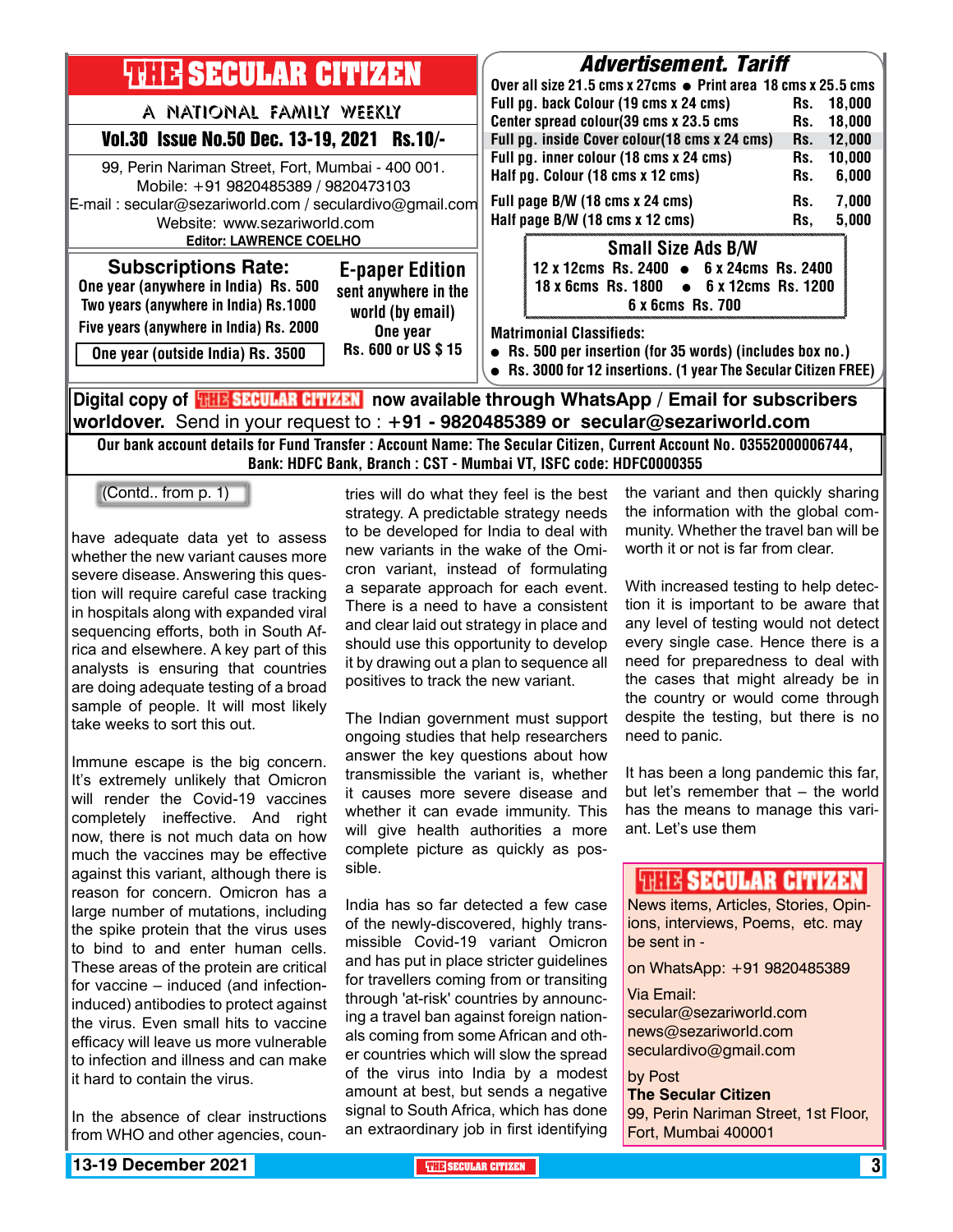# THE SECULAR CITIZEN

A NATIONAL FAMILY WEEKLY

**Vol.30 Issue No.50 Dec. 13-19, 2021 Rs.10/-**

99, Perin Nariman Street, Fort, Mumbai - 400 001.
Mobile: +91 9820485389 / 9820473103
E-mail : secular@sezariworld.com / seculardivo@gmail.com
Website: www.sezariworld.com
**Editor: LAWRENCE COELHO**

## Subscriptions Rate:

**One year (anywhere in India) Rs. 500**
**Two years (anywhere in India) Rs.1000**
**Five years (anywhere in India) Rs. 2000**
**One year (outside India) Rs. 3500**

## E-paper Edition

**sent anywhere in the world (by email)**
**One year**
**Rs. 600 or US $ 15**

## Advertisement. Tariff

**Over all size 21.5 cms x 27cms ● Print area 18 cms x 25.5 cms**

| Item | Rate |
|---|---|
| Full pg. back Colour (19 cms x 24 cms) | Rs. 18,000 |
| Center spread colour(39 cms x 23.5 cms | Rs. 18,000 |
| Full pg. inside Cover colour(18 cms x 24 cms) | Rs. 12,000 |
| Full pg. inner colour (18 cms x 24 cms) | Rs. 10,000 |
| Half pg. Colour (18 cms x 12 cms) | Rs. 6,000 |
| Full page B/W (18 cms x 24 cms) | Rs. 7,000 |
| Half page B/W (18 cms x 12 cms) | Rs, 5,000 |

### Small Size Ads B/W

**12 x 12cms Rs. 2400 ● 6 x 24cms Rs. 2400**
**18 x 6cms Rs. 1800 ● 6 x 12cms Rs. 1200**
**6 x 6cms Rs. 700**

**Matrimonial Classifieds:**

- **Rs. 500 per insertion (for 35 words) (includes box no.)**
- **Rs. 3000 for 12 insertions. (1 year The Secular Citizen FREE)**

**Digital copy of THE SECULAR CITIZEN now available through WhatsApp / Email for subscribers worldover.** Send in your request to : **+91 - 9820485389 or secular@sezariworld.com**

**Our bank account details for Fund Transfer : Account Name: The Secular Citizen, Current Account No. 03552000006744, Bank: HDFC Bank, Branch : CST - Mumbai VT, ISFC code: HDFC0000355**

(Contd.. from p. 1)

have adequate data yet to assess whether the new variant causes more severe disease. Answering this question will require careful case tracking in hospitals along with expanded viral sequencing efforts, both in South Africa and elsewhere. A key part of this analysts is ensuring that countries are doing adequate testing of a broad sample of people. It will most likely take weeks to sort this out.

Immune escape is the big concern. It's extremely unlikely that Omicron will render the Covid-19 vaccines completely ineffective. And right now, there is not much data on how much the vaccines may be effective against this variant, although there is reason for concern. Omicron has a large number of mutations, including the spike protein that the virus uses to bind to and enter human cells. These areas of the protein are critical for vaccine – induced (and infection-induced) antibodies to protect against the virus. Even small hits to vaccine efficacy will leave us more vulnerable to infection and illness and can make it hard to contain the virus.

In the absence of clear instructions from WHO and other agencies, countries will do what they feel is the best strategy. A predictable strategy needs to be developed for India to deal with new variants in the wake of the Omicron variant, instead of formulating a separate approach for each event. There is a need to have a consistent and clear laid out strategy in place and should use this opportunity to develop it by drawing out a plan to sequence all positives to track the new variant.

The Indian government must support ongoing studies that help researchers answer the key questions about how transmissible the variant is, whether it causes more severe disease and whether it can evade immunity. This will give health authorities a more complete picture as quickly as possible.

India has so far detected a few case of the newly-discovered, highly transmissible Covid-19 variant Omicron and has put in place stricter guidelines for travellers coming from or transiting through 'at-risk' countries by announcing a travel ban against foreign nationals coming from some African and other countries which will slow the spread of the virus into India by a modest amount at best, but sends a negative signal to South Africa, which has done an extraordinary job in first identifying the variant and then quickly sharing the information with the global community. Whether the travel ban will be worth it or not is far from clear.

With increased testing to help detection it is important to be aware that any level of testing would not detect every single case. Hence there is a need for preparedness to deal with the cases that might already be in the country or would come through despite the testing, but there is no need to panic.

It has been a long pandemic this far, but let's remember that – the world has the means to manage this variant. Let's use them

## THE SECULAR CITIZEN

News items, Articles, Stories, Opinions, interviews, Poems, etc. may be sent in -

on WhatsApp: +91 9820485389

Via Email:
secular@sezariworld.com
news@sezariworld.com
seculardivo@gmail.com

by Post
**The Secular Citizen**
99, Perin Nariman Street, 1st Floor, Fort, Mumbai 400001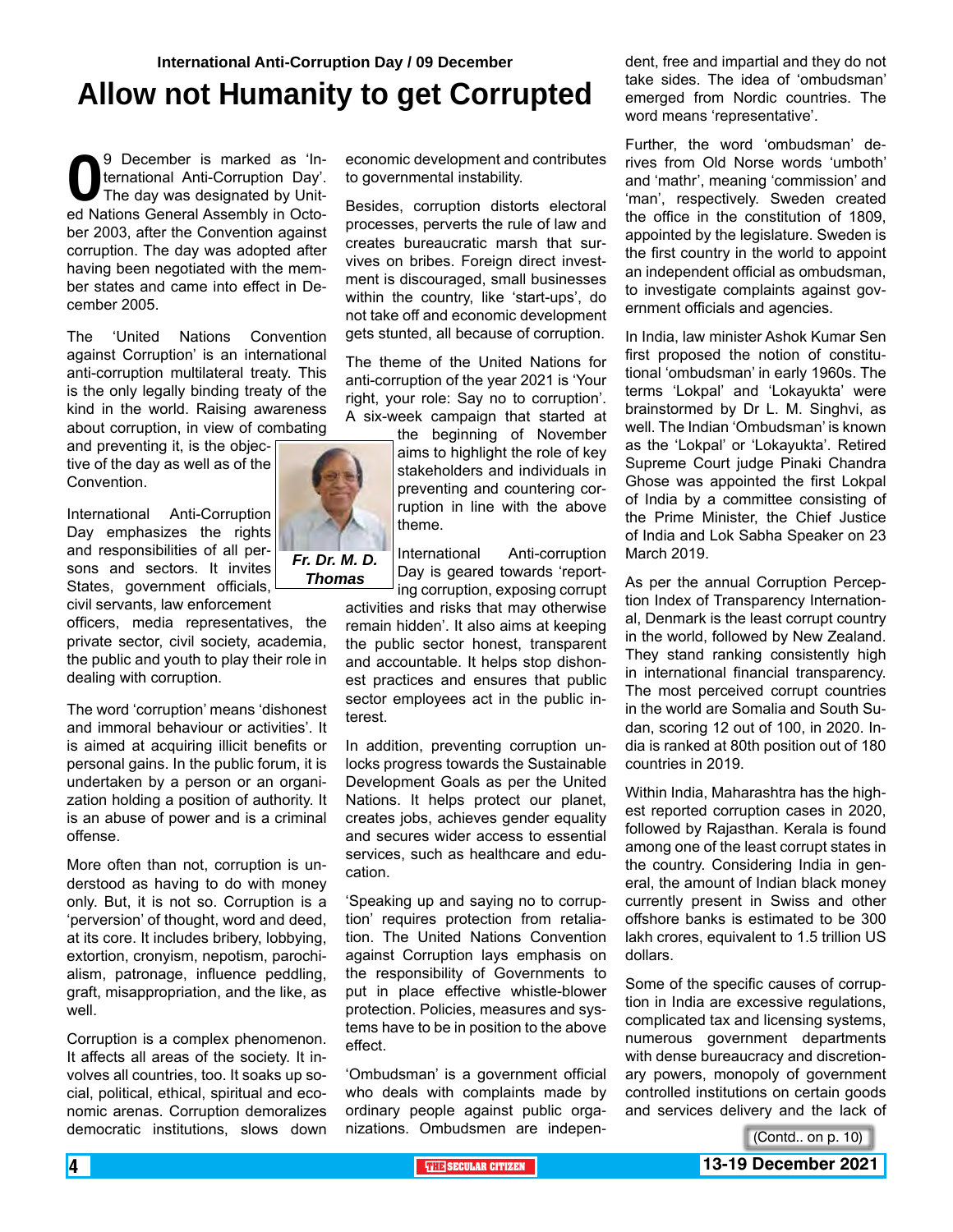International Anti-Corruption Day / 09 December

# Allow not Humanity to get Corrupted

*Fr. Dr. M. D. Thomas*

09 December is marked as 'International Anti-Corruption Day'. The day was designated by United Nations General Assembly in October 2003, after the Convention against corruption. The day was adopted after having been negotiated with the member states and came into effect in December 2005.

The 'United Nations Convention against Corruption' is an international anti-corruption multilateral treaty. This is the only legally binding treaty of the kind in the world. Raising awareness about corruption, in view of combating and preventing it, is the objective of the day as well as of the Convention.

International Anti-Corruption Day emphasizes the rights and responsibilities of all persons and sectors. It invites States, government officials, civil servants, law enforcement officers, media representatives, the private sector, civil society, academia, the public and youth to play their role in dealing with corruption.

The word 'corruption' means 'dishonest and immoral behaviour or activities'. It is aimed at acquiring illicit benefits or personal gains. In the public forum, it is undertaken by a person or an organization holding a position of authority. It is an abuse of power and is a criminal offense.

More often than not, corruption is understood as having to do with money only. But, it is not so. Corruption is a 'perversion' of thought, word and deed, at its core. It includes bribery, lobbying, extortion, cronyism, nepotism, parochialism, patronage, influence peddling, graft, misappropriation, and the like, as well.

Corruption is a complex phenomenon. It affects all areas of the society. It involves all countries, too. It soaks up social, political, ethical, spiritual and economic arenas. Corruption demoralizes democratic institutions, slows down economic development and contributes to governmental instability.

Besides, corruption distorts electoral processes, perverts the rule of law and creates bureaucratic marsh that survives on bribes. Foreign direct investment is discouraged, small businesses within the country, like 'start-ups', do not take off and economic development gets stunted, all because of corruption.

The theme of the United Nations for anti-corruption of the year 2021 is 'Your right, your role: Say no to corruption'. A six-week campaign that started at the beginning of November aims to highlight the role of key stakeholders and individuals in preventing and countering corruption in line with the above theme.

International Anti-corruption Day is geared towards 'reporting corruption, exposing corrupt activities and risks that may otherwise remain hidden'. It also aims at keeping the public sector honest, transparent and accountable. It helps stop dishonest practices and ensures that public sector employees act in the public interest.

In addition, preventing corruption unlocks progress towards the Sustainable Development Goals as per the United Nations. It helps protect our planet, creates jobs, achieves gender equality and secures wider access to essential services, such as healthcare and education.

'Speaking up and saying no to corruption' requires protection from retaliation. The United Nations Convention against Corruption lays emphasis on the responsibility of Governments to put in place effective whistle-blower protection. Policies, measures and systems have to be in position to the above effect.

'Ombudsman' is a government official who deals with complaints made by ordinary people against public organizations. Ombudsmen are independent, free and impartial and they do not take sides. The idea of 'ombudsman' emerged from Nordic countries. The word means 'representative'.

Further, the word 'ombudsman' derives from Old Norse words 'umboth' and 'mathr', meaning 'commission' and 'man', respectively. Sweden created the office in the constitution of 1809, appointed by the legislature. Sweden is the first country in the world to appoint an independent official as ombudsman, to investigate complaints against government officials and agencies.

In India, law minister Ashok Kumar Sen first proposed the notion of constitutional 'ombudsman' in early 1960s. The terms 'Lokpal' and 'Lokayukta' were brainstormed by Dr L. M. Singhvi, as well. The Indian 'Ombudsman' is known as the 'Lokpal' or 'Lokayukta'. Retired Supreme Court judge Pinaki Chandra Ghose was appointed the first Lokpal of India by a committee consisting of the Prime Minister, the Chief Justice of India and Lok Sabha Speaker on 23 March 2019.

As per the annual Corruption Perception Index of Transparency International, Denmark is the least corrupt country in the world, followed by New Zealand. They stand ranking consistently high in international financial transparency. The most perceived corrupt countries in the world are Somalia and South Sudan, scoring 12 out of 100, in 2020. India is ranked at 80th position out of 180 countries in 2019.

Within India, Maharashtra has the highest reported corruption cases in 2020, followed by Rajasthan. Kerala is found among one of the least corrupt states in the country. Considering India in general, the amount of Indian black money currently present in Swiss and other offshore banks is estimated to be 300 lakh crores, equivalent to 1.5 trillion US dollars.

Some of the specific causes of corruption in India are excessive regulations, complicated tax and licensing systems, numerous government departments with dense bureaucracy and discretionary powers, monopoly of government controlled institutions on certain goods and services delivery and the lack of

(Contd.. on p. 10)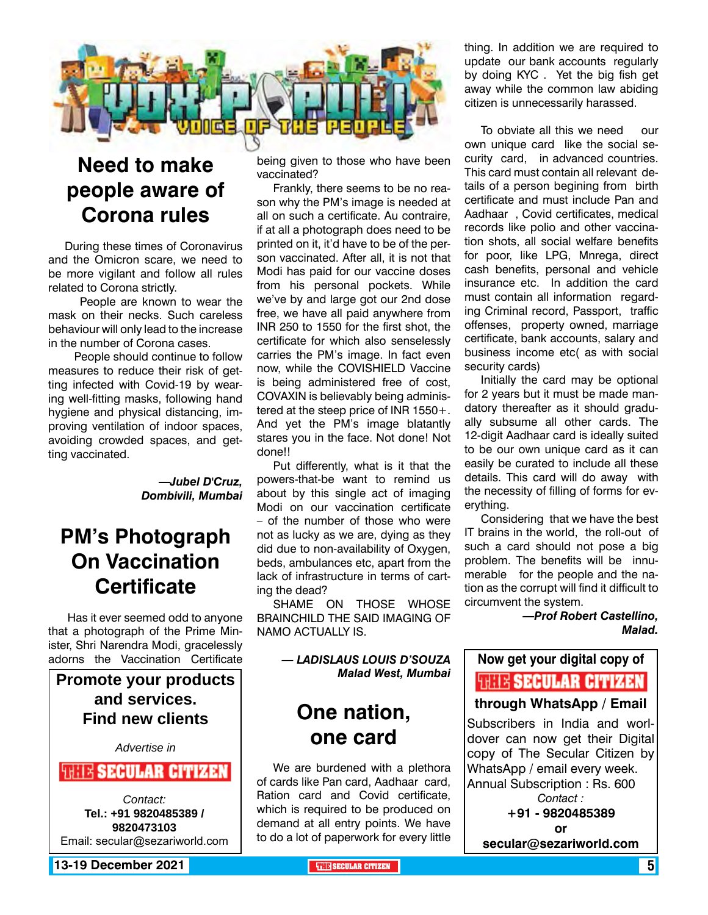# VOX POPULI

VOICE OF THE PEOPLE

## Need to make people aware of Corona rules

During these times of Coronavirus and the Omicron scare, we need to be more vigilant and follow all rules related to Corona strictly.

People are known to wear the mask on their necks. Such careless behaviour will only lead to the increase in the number of Corona cases.

People should continue to follow measures to reduce their risk of getting infected with Covid-19 by wearing well-fitting masks, following hand hygiene and physical distancing, improving ventilation of indoor spaces, avoiding crowded spaces, and getting vaccinated.

***—Jubel D'Cruz, Dombivili, Mumbai***

## PM's Photograph On Vaccination Certificate

Has it ever seemed odd to anyone that a photograph of the Prime Minister, Shri Narendra Modi, gracelessly adorns the Vaccination Certificate being given to those who have been vaccinated?

Frankly, there seems to be no reason why the PM's image is needed at all on such a certificate. Au contraire, if at all a photograph does need to be printed on it, it'd have to be of the person vaccinated. After all, it is not that Modi has paid for our vaccine doses from his personal pockets. While we've by and large got our 2nd dose free, we have all paid anywhere from INR 250 to 1550 for the first shot, the certificate for which also senselessly carries the PM's image. In fact even now, while the COVISHIELD Vaccine is being administered free of cost, COVAXIN is believably being administered at the steep price of INR 1550+. And yet the PM's image blatantly stares you in the face. Not done! Not done!!

Put differently, what is it that the powers-that-be want to remind us about by this single act of imaging Modi on our vaccination certificate – of the number of those who were not as lucky as we are, dying as they did due to non-availability of Oxygen, beds, ambulances etc, apart from the lack of infrastructure in terms of carting the dead?

SHAME ON THOSE WHOSE BRAINCHILD THE SAID IMAGING OF NAMO ACTUALLY IS.

***— LADISLAUS LOUIS D'SOUZA Malad West, Mumbai***

**Promote your products and services. Find new clients**

*Advertise in*

**THE SECULAR CITIZEN**

*Contact:*
**Tel.: +91 9820485389 / 9820473103**
Email: secular@sezariworld.com

## One nation, one card

We are burdened with a plethora of cards like Pan card, Aadhaar card, Ration card and Covid certificate, which is required to be produced on demand at all entry points. We have to do a lot of paperwork for every little thing. In addition we are required to update our bank accounts regularly by doing KYC . Yet the big fish get away while the common law abiding citizen is unnecessarily harassed.

To obviate all this we need our own unique card like the social security card, in advanced countries. This card must contain all relevant details of a person begining from birth certificate and must include Pan and Aadhaar , Covid certificates, medical records like polio and other vaccination shots, all social welfare benefits for poor, like LPG, Mnrega, direct cash benefits, personal and vehicle insurance etc. In addition the card must contain all information regarding Criminal record, Passport, traffic offenses, property owned, marriage certificate, bank accounts, salary and business income etc( as with social security cards)

Initially the card may be optional for 2 years but it must be made mandatory thereafter as it should gradually subsume all other cards. The 12-digit Aadhaar card is ideally suited to be our own unique card as it can easily be curated to include all these details. This card will do away with the necessity of filling of forms for everything.

Considering that we have the best IT brains in the world, the roll-out of such a card should not pose a big problem. The benefits will be innumerable for the people and the nation as the corrupt will find it difficult to circumvent the system.

***—Prof Robert Castellino, Malad.***

**Now get your digital copy of THE SECULAR CITIZEN through WhatsApp / Email**

Subscribers in India and worldover can now get their Digital copy of The Secular Citizen by WhatsApp / email every week.
Annual Subscription : Rs. 600

*Contact :*
**+91 - 9820485389**
**or**
**secular@sezariworld.com**

13-19 December 2021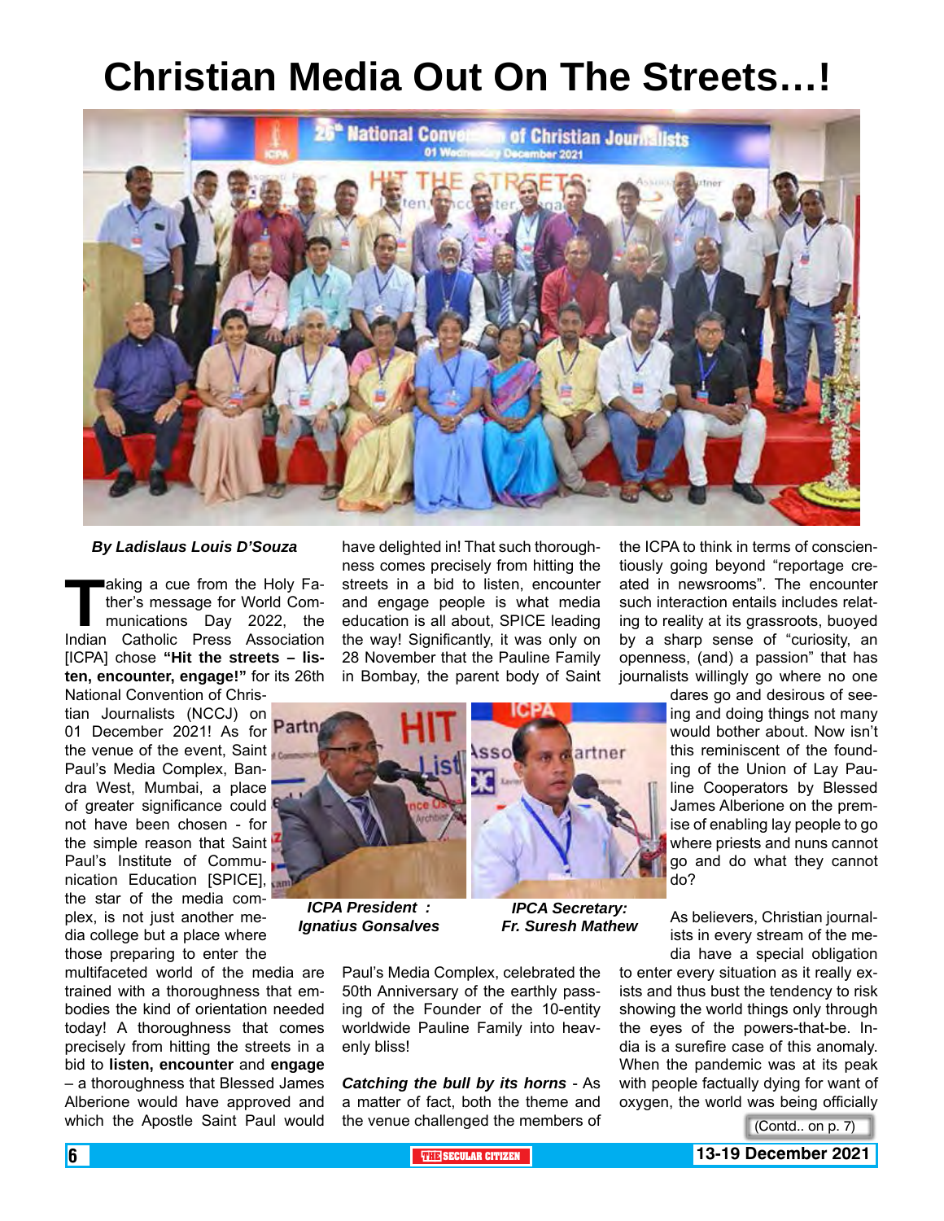# Christian Media Out On The Streets…!

***By Ladislaus Louis D'Souza***

Taking a cue from the Holy Father's message for World Communications Day 2022, the Indian Catholic Press Association [ICPA] chose **"Hit the streets – listen, encounter, engage!"** for its 26th National Convention of Christian Journalists (NCCJ) on 01 December 2021! As for the venue of the event, Saint Paul's Media Complex, Bandra West, Mumbai, a place of greater significance could not have been chosen - for the simple reason that Saint Paul's Institute of Communication Education [SPICE], the star of the media complex, is not just another media college but a place where those preparing to enter the multifaceted world of the media are trained with a thoroughness that embodies the kind of orientation needed today! A thoroughness that comes precisely from hitting the streets in a bid to **listen, encounter** and **engage** – a thoroughness that Blessed James Alberione would have approved and which the Apostle Saint Paul would have delighted in! That such thoroughness comes precisely from hitting the streets in a bid to listen, encounter and engage people is what media education is all about, SPICE leading the way! Significantly, it was only on 28 November that the Pauline Family in Bombay, the parent body of Saint Paul's Media Complex, celebrated the 50th Anniversary of the earthly passing of the Founder of the 10-entity worldwide Pauline Family into heavenly bliss!

*ICPA President : Ignatius Gonsalves*

*IPCA Secretary: Fr. Suresh Mathew*

***Catching the bull by its horns*** - As a matter of fact, both the theme and the venue challenged the members of the ICPA to think in terms of conscientiously going beyond "reportage created in newsrooms". The encounter such interaction entails includes relating to reality at its grassroots, buoyed by a sharp sense of "curiosity, an openness, (and) a passion" that has journalists willingly go where no one dares go and desirous of seeing and doing things not many would bother about. Now isn't this reminiscent of the founding of the Union of Lay Pauline Cooperators by Blessed James Alberione on the premise of enabling lay people to go where priests and nuns cannot go and do what they cannot do?

As believers, Christian journalists in every stream of the media have a special obligation to enter every situation as it really exists and thus bust the tendency to risk showing the world things only through the eyes of the powers-that-be. India is a surefire case of this anomaly. When the pandemic was at its peak with people factually dying for want of oxygen, the world was being officially

(Contd.. on p. 7)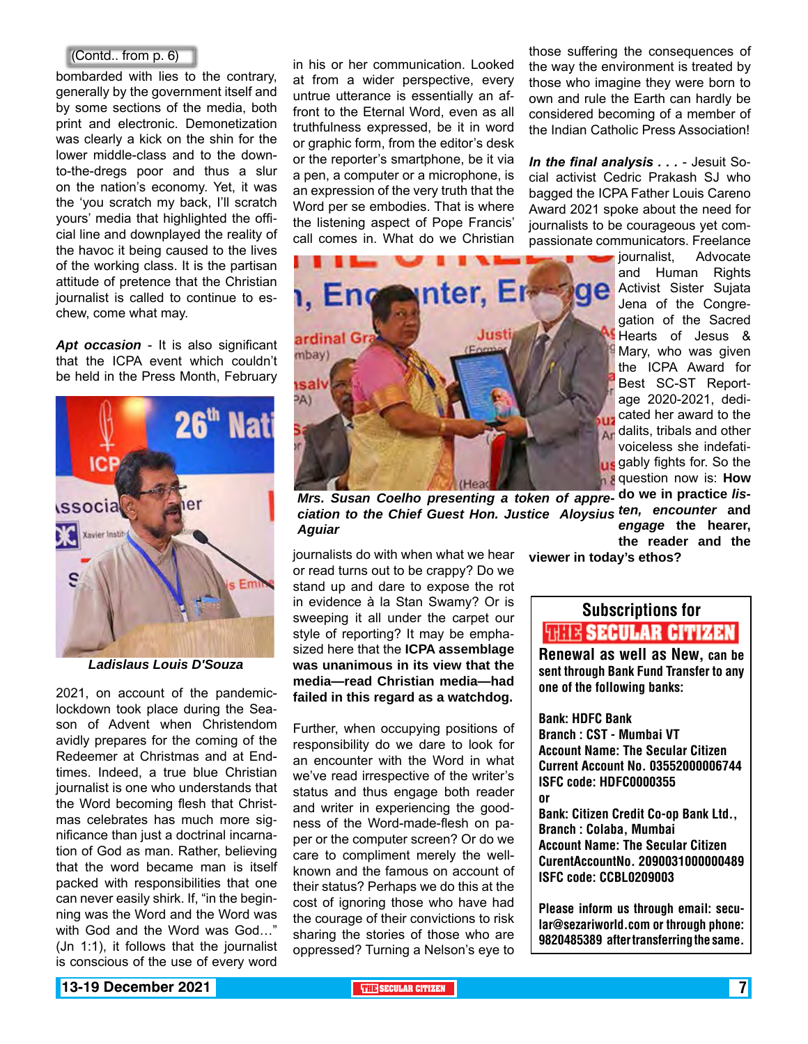(Contd.. from p. 6)

bombarded with lies to the contrary, generally by the government itself and by some sections of the media, both print and electronic. Demonetization was clearly a kick on the shin for the lower middle-class and to the down-to-the-dregs poor and thus a slur on the nation's economy. Yet, it was the 'you scratch my back, I'll scratch yours' media that highlighted the official line and downplayed the reality of the havoc it being caused to the lives of the working class. It is the partisan attitude of pretence that the Christian journalist is called to continue to eschew, come what may.

***Apt occasion*** - It is also significant that the ICPA event which couldn't be held in the Press Month, February

*Ladislaus Louis D'Souza*

2021, on account of the pandemic-lockdown took place during the Season of Advent when Christendom avidly prepares for the coming of the Redeemer at Christmas and at End-times. Indeed, a true blue Christian journalist is one who understands that the Word becoming flesh that Christmas celebrates has much more significance than just a doctrinal incarnation of God as man. Rather, believing that the word became man is itself packed with responsibilities that one can never easily shirk. If, "in the beginning was the Word and the Word was with God and the Word was God…" (Jn 1:1), it follows that the journalist is conscious of the use of every word in his or her communication. Looked at from a wider perspective, every untrue utterance is essentially an affront to the Eternal Word, even as all truthfulness expressed, be it in word or graphic form, from the editor's desk or the reporter's smartphone, be it via a pen, a computer or a microphone, is an expression of the very truth that the Word per se embodies. That is where the listening aspect of Pope Francis' call comes in. What do we Christian

*Mrs. Susan Coelho presenting a token of appreciation to the Chief Guest Hon. Justice Aloysius Aguiar*

journalists do with when what we hear or read turns out to be crappy? Do we stand up and dare to expose the rot in evidence à la Stan Swamy? Or is sweeping it all under the carpet our style of reporting? It may be emphasized here that the **ICPA assemblage was unanimous in its view that the media—read Christian media—had failed in this regard as a watchdog.**

Further, when occupying positions of responsibility do we dare to look for an encounter with the Word in what we've read irrespective of the writer's status and thus engage both reader and writer in experiencing the goodness of the Word-made-flesh on paper or the computer screen? Or do we care to compliment merely the well-known and the famous on account of their status? Perhaps we do this at the cost of ignoring those who have had the courage of their convictions to risk sharing the stories of those who are oppressed? Turning a Nelson's eye to those suffering the consequences of the way the environment is treated by those who imagine they were born to own and rule the Earth can hardly be considered becoming of a member of the Indian Catholic Press Association!

***In the final analysis . . .*** - Jesuit Social activist Cedric Prakash SJ who bagged the ICPA Father Louis Careno Award 2021 spoke about the need for journalists to be courageous yet compassionate communicators. Freelance journalist, Advocate and Human Rights Activist Sister Sujata Jena of the Congregation of the Sacred Hearts of Jesus & Mary, who was given the ICPA Award for Best SC-ST Reportage 2020-2021, dedicated her award to the dalits, tribals and other voiceless she indefatigably fights for. So the question now is: **How do we in practice *listen, encounter* and *engage* the hearer, the reader and the viewer in today's ethos?**

---

**Subscriptions for THE SECULAR CITIZEN**

**Renewal as well as New, can be sent through Bank Fund Transfer to any one of the following banks:**

**Bank: HDFC Bank**
**Branch : CST - Mumbai VT**
**Account Name: The Secular Citizen**
**Current Account No. 03552000006744**
**ISFC code: HDFC0000355**
**or**
**Bank: Citizen Credit Co-op Bank Ltd.,**
**Branch : Colaba, Mumbai**
**Account Name: The Secular Citizen**
**CurentAccountNo. 2090031000000489**
**ISFC code: CCBL0209003**

**Please inform us through email: secular@sezariworld.com or through phone: 9820485389 after transferring the same.**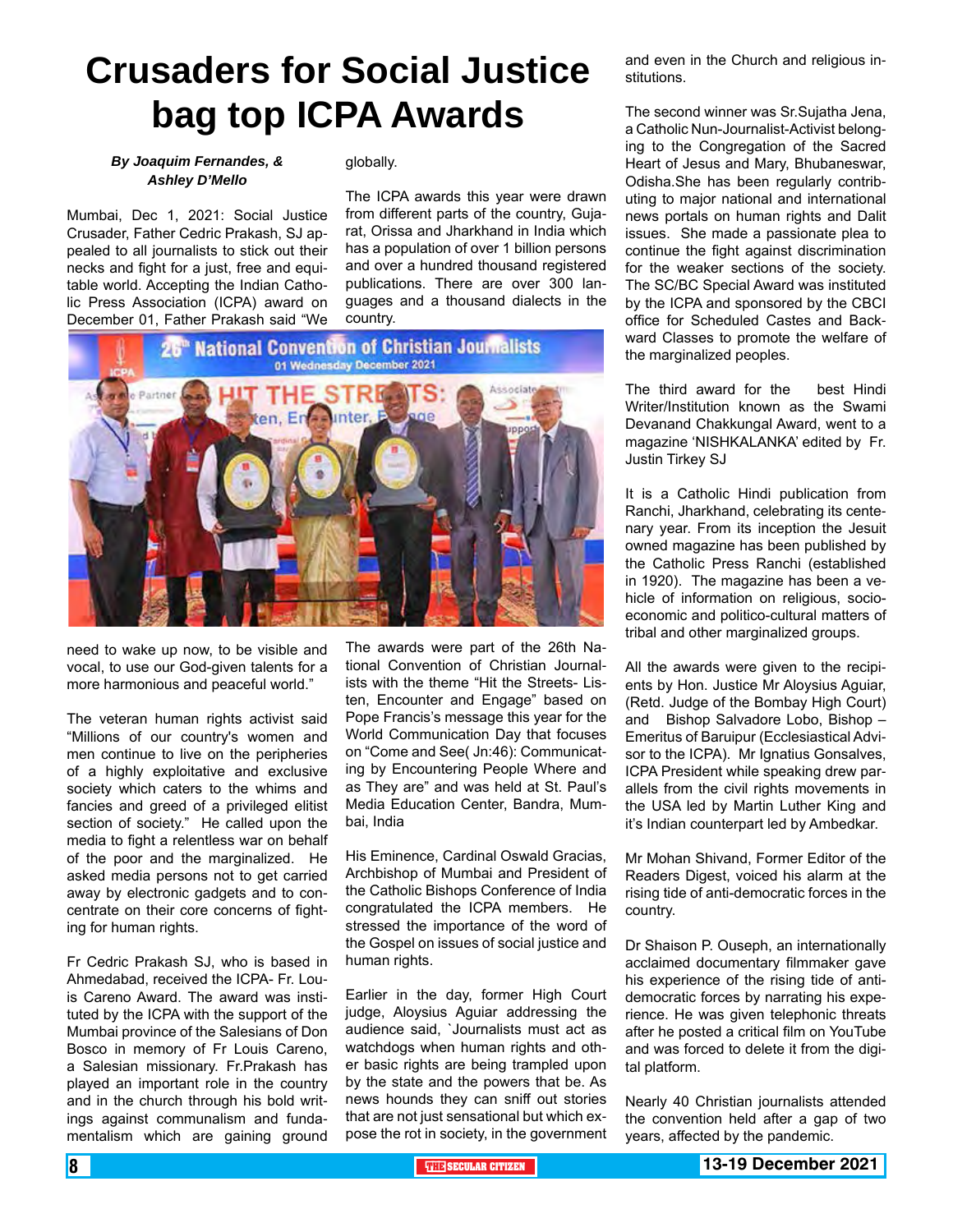# Crusaders for Social Justice bag top ICPA Awards

***By Joaquim Fernandes, & Ashley D'Mello***

Mumbai, Dec 1, 2021: Social Justice Crusader, Father Cedric Prakash, SJ appealed to all journalists to stick out their necks and fight for a just, free and equitable world. Accepting the Indian Catholic Press Association (ICPA) award on December 01, Father Prakash said "We need to wake up now, to be visible and vocal, to use our God-given talents for a more harmonious and peaceful world."

The veteran human rights activist said "Millions of our country's women and men continue to live on the peripheries of a highly exploitative and exclusive society which caters to the whims and fancies and greed of a privileged elitist section of society." He called upon the media to fight a relentless war on behalf of the poor and the marginalized. He asked media persons not to get carried away by electronic gadgets and to concentrate on their core concerns of fighting for human rights.

Fr Cedric Prakash SJ, who is based in Ahmedabad, received the ICPA- Fr. Louis Careno Award. The award was instituted by the ICPA with the support of the Mumbai province of the Salesians of Don Bosco in memory of Fr Louis Careno, a Salesian missionary. Fr.Prakash has played an important role in the country and in the church through his bold writings against communalism and fundamentalism which are gaining ground globally.

The ICPA awards this year were drawn from different parts of the country, Gujarat, Orissa and Jharkhand in India which has a population of over 1 billion persons and over a hundred thousand registered publications. There are over 300 languages and a thousand dialects in the country.

The awards were part of the 26th National Convention of Christian Journalists with the theme "Hit the Streets- Listen, Encounter and Engage" based on Pope Francis's message this year for the World Communication Day that focuses on "Come and See( Jn:46): Communicating by Encountering People Where and as They are" and was held at St. Paul's Media Education Center, Bandra, Mumbai, India

His Eminence, Cardinal Oswald Gracias, Archbishop of Mumbai and President of the Catholic Bishops Conference of India congratulated the ICPA members. He stressed the importance of the word of the Gospel on issues of social justice and human rights.

Earlier in the day, former High Court judge, Aloysius Aguiar addressing the audience said, `Journalists must act as watchdogs when human rights and other basic rights are being trampled upon by the state and the powers that be. As news hounds they can sniff out stories that are not just sensational but which expose the rot in society, in the government and even in the Church and religious institutions.

The second winner was Sr.Sujatha Jena, a Catholic Nun-Journalist-Activist belonging to the Congregation of the Sacred Heart of Jesus and Mary, Bhubaneswar, Odisha.She has been regularly contributing to major national and international news portals on human rights and Dalit issues. She made a passionate plea to continue the fight against discrimination for the weaker sections of the society. The SC/BC Special Award was instituted by the ICPA and sponsored by the CBCI office for Scheduled Castes and Backward Classes to promote the welfare of the marginalized peoples.

The third award for the best Hindi Writer/Institution known as the Swami Devanand Chakkungal Award, went to a magazine 'NISHKALANKA' edited by Fr. Justin Tirkey SJ

It is a Catholic Hindi publication from Ranchi, Jharkhand, celebrating its centenary year. From its inception the Jesuit owned magazine has been published by the Catholic Press Ranchi (established in 1920). The magazine has been a vehicle of information on religious, socio-economic and politico-cultural matters of tribal and other marginalized groups.

All the awards were given to the recipients by Hon. Justice Mr Aloysius Aguiar, (Retd. Judge of the Bombay High Court) and Bishop Salvadore Lobo, Bishop – Emeritus of Baruipur (Ecclesiastical Advisor to the ICPA). Mr Ignatius Gonsalves, ICPA President while speaking drew parallels from the civil rights movements in the USA led by Martin Luther King and it's Indian counterpart led by Ambedkar.

Mr Mohan Shivand, Former Editor of the Readers Digest, voiced his alarm at the rising tide of anti-democratic forces in the country.

Dr Shaison P. Ouseph, an internationally acclaimed documentary filmmaker gave his experience of the rising tide of anti-democratic forces by narrating his experience. He was given telephonic threats after he posted a critical film on YouTube and was forced to delete it from the digital platform.

Nearly 40 Christian journalists attended the convention held after a gap of two years, affected by the pandemic.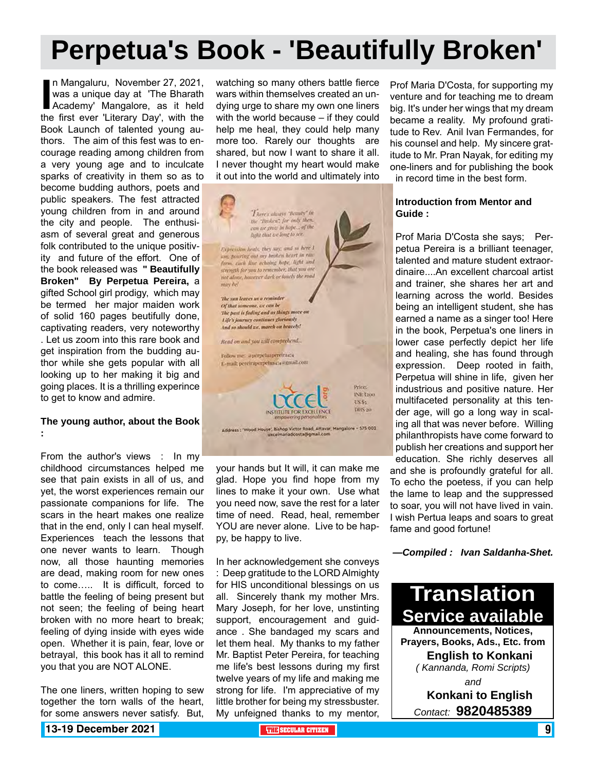# Perpetua's Book - 'Beautifully Broken'

In Mangaluru, November 27, 2021, was a unique day at 'The Bharath Academy' Mangalore, as it held the first ever 'Literary Day', with the Book Launch of talented young authors. The aim of this fest was to encourage reading among children from a very young age and to inculcate sparks of creativity in them so as to become budding authors, poets and public speakers. The fest attracted young children from in and around the city and people. The enthusiasm of several great and generous folk contributed to the unique positivity and future of the effort. One of the book released was **" Beautifully Broken" By Perpetua Pereira,** a gifted School girl prodigy, which may be termed her major maiden work of solid 160 pages beutifully done, captivating readers, very noteworthy . Let us zoom into this rare book and get inspiration from the budding author while she gets popular with all looking up to her making it big and going places. It is a thrilling experince to get to know and admire.

### The young author, about the Book :

From the author's views : In my childhood circumstances helped me see that pain exists in all of us, and yet, the worst experiences remain our passionate companions for life. The scars in the heart makes one realize that in the end, only I can heal myself. Experiences teach the lessons that one never wants to learn. Though now, all those haunting memories are dead, making room for new ones to come….. It is difficult, forced to battle the feeling of being present but not seen; the feeling of being heart broken with no more heart to break; feeling of dying inside with eyes wide open. Whether it is pain, fear, love or betrayal, this book has it all to remind you that you are NOT ALONE.

The one liners, written hoping to sew together the torn walls of the heart, for some answers never satisfy. But, watching so many others battle fierce wars within themselves created an undying urge to share my own one liners with the world because – if they could help me heal, they could help many more too. Rarely our thoughts are shared, but now I want to share it all. I never thought my heart would make it out into the world and ultimately into your hands but It will, it can make me glad. Hope you find hope from my lines to make it your own. Use what you need now, save the rest for a later time of need. Read, heal, remember YOU are never alone. Live to be happy, be happy to live.

In her acknowledgement she conveys : Deep gratitude to the LORD Almighty for HIS unconditional blessings on us all. Sincerely thank my mother Mrs. Mary Joseph, for her love, unstinting support, encouragement and guidance . She bandaged my scars and let them heal. My thanks to my father Mr. Baptist Peter Pereira, for teaching me life's best lessons during my first twelve years of my life and making me strong for life. I'm appreciative of my little brother for being my stressbuster. My unfeigned thanks to my mentor, Prof Maria D'Costa, for supporting my venture and for teaching me to dream big. It's under her wings that my dream became a reality. My profound gratitude to Rev. Anil Ivan Fernandes, for his counsel and help. My sincere gratitude to Mr. Pran Nayak, for editing my one-liners and for publishing the book in record time in the best form.

### Introduction from Mentor and Guide :

Prof Maria D'Costa she says; Perpetua Pereira is a brilliant teenager, talented and mature student extraordinaire....An excellent charcoal artist and trainer, she shares her art and learning across the world. Besides being an intelligent student, she has earned a name as a singer too! Here in the book, Perpetua's one liners in lower case perfectly depict her life and healing, she has found through expression. Deep rooted in faith, Perpetua will shine in life, given her industrious and positive nature. Her multifaceted personality at this tender age, will go a long way in scaling all that was never before. Willing philanthropists have come forward to publish her creations and support her education. She richly deserves all and she is profoundly grateful for all. To echo the poetess, if you can help the lame to leap and the suppressed to soar, you will not have lived in vain. I wish Pertua leaps and soars to great fame and good fortune!

***—Compiled : Ivan Saldanha-Shet.***

## Translation Service available

**Announcements, Notices, Prayers, Books, Ads., Etc. from**

**English to Konkani**

*( Kannanda, Romi Scripts)*

*and*

**Konkani to English**

*Contact:* **9820485389**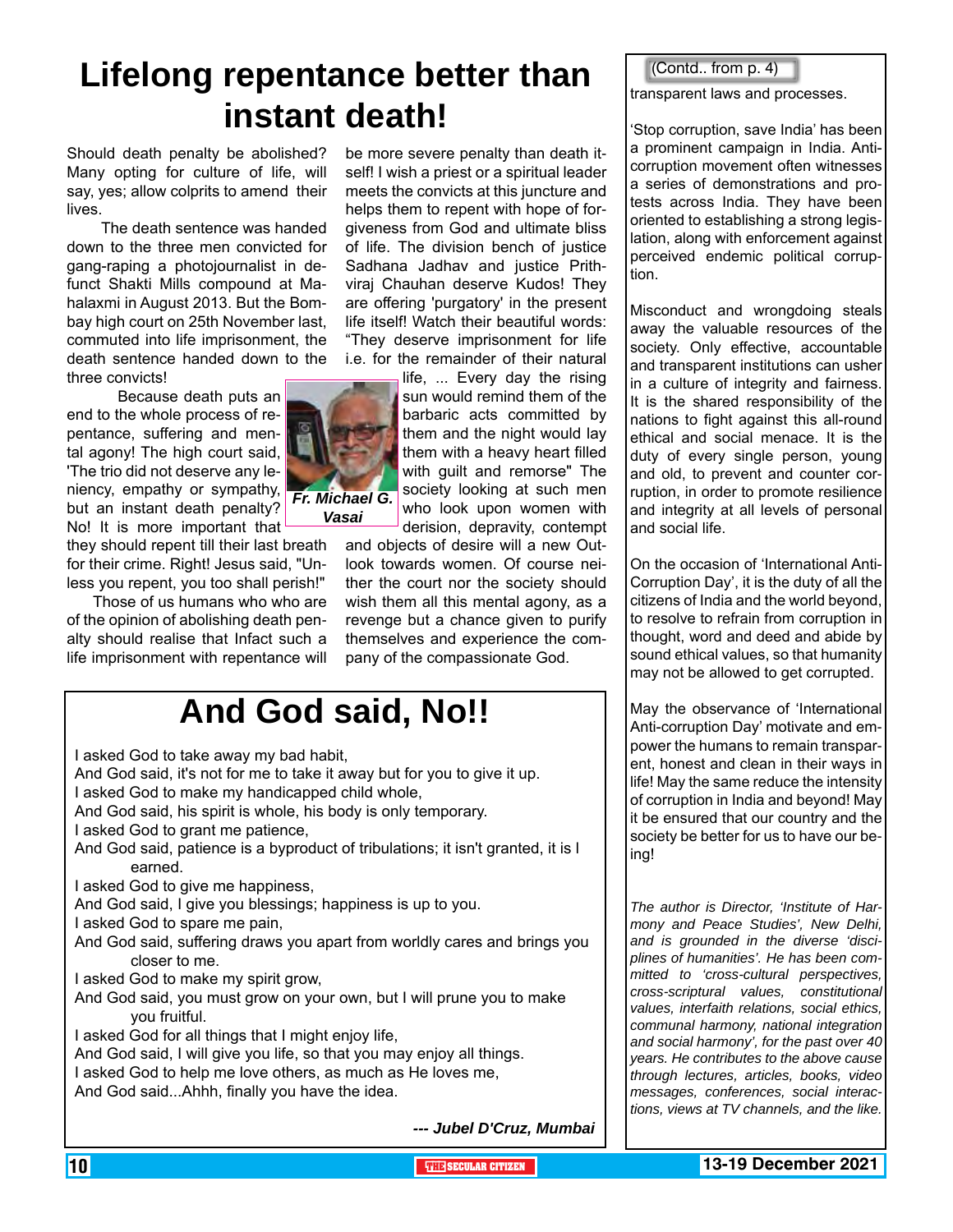# Lifelong repentance better than instant death!

Should death penalty be abolished? Many opting for culture of life, will say, yes; allow colprits to amend their lives.

The death sentence was handed down to the three men convicted for gang-raping a photojournalist in defunct Shakti Mills compound at Mahalaxmi in August 2013. But the Bombay high court on 25th November last, commuted into life imprisonment, the death sentence handed down to the three convicts!

Because death puts an end to the whole process of repentance, suffering and mental agony! The high court said, 'The trio did not deserve any leniency, empathy or sympathy, but an instant death penalty? No! It is more important that they should repent till their last breath for their crime. Right! Jesus said, "Unless you repent, you too shall perish!"

Those of us humans who who are of the opinion of abolishing death penalty should realise that Infact such a life imprisonment with repentance will be more severe penalty than death itself! I wish a priest or a spiritual leader meets the convicts at this juncture and helps them to repent with hope of forgiveness from God and ultimate bliss of life. The division bench of justice Sadhana Jadhav and justice Prithviraj Chauhan deserve Kudos! They are offering 'purgatory' in the present life itself! Watch their beautiful words: "They deserve imprisonment for life i.e. for the remainder of their natural life, ... Every day the rising sun would remind them of the barbaric acts committed by them and the night would lay them with a heavy heart filled with guilt and remorse" The society looking at such men who look upon women with derision, depravity, contempt and objects of desire will a new Outlook towards women. Of course neither the court nor the society should wish them all this mental agony, as a revenge but a chance given to purify themselves and experience the company of the compassionate God.

***Fr. Michael G. Vasai***

# And God said, No!!

I asked God to take away my bad habit,  
And God said, it's not for me to take it away but for you to give it up.  
I asked God to make my handicapped child whole,  
And God said, his spirit is whole, his body is only temporary.  
I asked God to grant me patience,  
And God said, patience is a byproduct of tribulations; it isn't granted, it is l earned.  
I asked God to give me happiness,  
And God said, I give you blessings; happiness is up to you.  
I asked God to spare me pain,  
And God said, suffering draws you apart from worldly cares and brings you closer to me.  
I asked God to make my spirit grow,  
And God said, you must grow on your own, but I will prune you to make you fruitful.  
I asked God for all things that I might enjoy life,  
And God said, I will give you life, so that you may enjoy all things.  
I asked God to help me love others, as much as He loves me,  
And God said...Ahhh, finally you have the idea.

***--- Jubel D'Cruz, Mumbai***

(Contd.. from p. 4)

transparent laws and processes.

'Stop corruption, save India' has been a prominent campaign in India. Anti-corruption movement often witnesses a series of demonstrations and protests across India. They have been oriented to establishing a strong legislation, along with enforcement against perceived endemic political corruption.

Misconduct and wrongdoing steals away the valuable resources of the society. Only effective, accountable and transparent institutions can usher in a culture of integrity and fairness. It is the shared responsibility of the nations to fight against this all-round ethical and social menace. It is the duty of every single person, young and old, to prevent and counter corruption, in order to promote resilience and integrity at all levels of personal and social life.

On the occasion of 'International Anti-Corruption Day', it is the duty of all the citizens of India and the world beyond, to resolve to refrain from corruption in thought, word and deed and abide by sound ethical values, so that humanity may not be allowed to get corrupted.

May the observance of 'International Anti-corruption Day' motivate and empower the humans to remain transparent, honest and clean in their ways in life! May the same reduce the intensity of corruption in India and beyond! May it be ensured that our country and the society be better for us to have our being!

*The author is Director, 'Institute of Harmony and Peace Studies', New Delhi, and is grounded in the diverse 'disciplines of humanities'. He has been committed to 'cross-cultural perspectives, cross-scriptural values, constitutional values, interfaith relations, social ethics, communal harmony, national integration and social harmony', for the past over 40 years. He contributes to the above cause through lectures, articles, books, video messages, conferences, social interactions, views at TV channels, and the like.*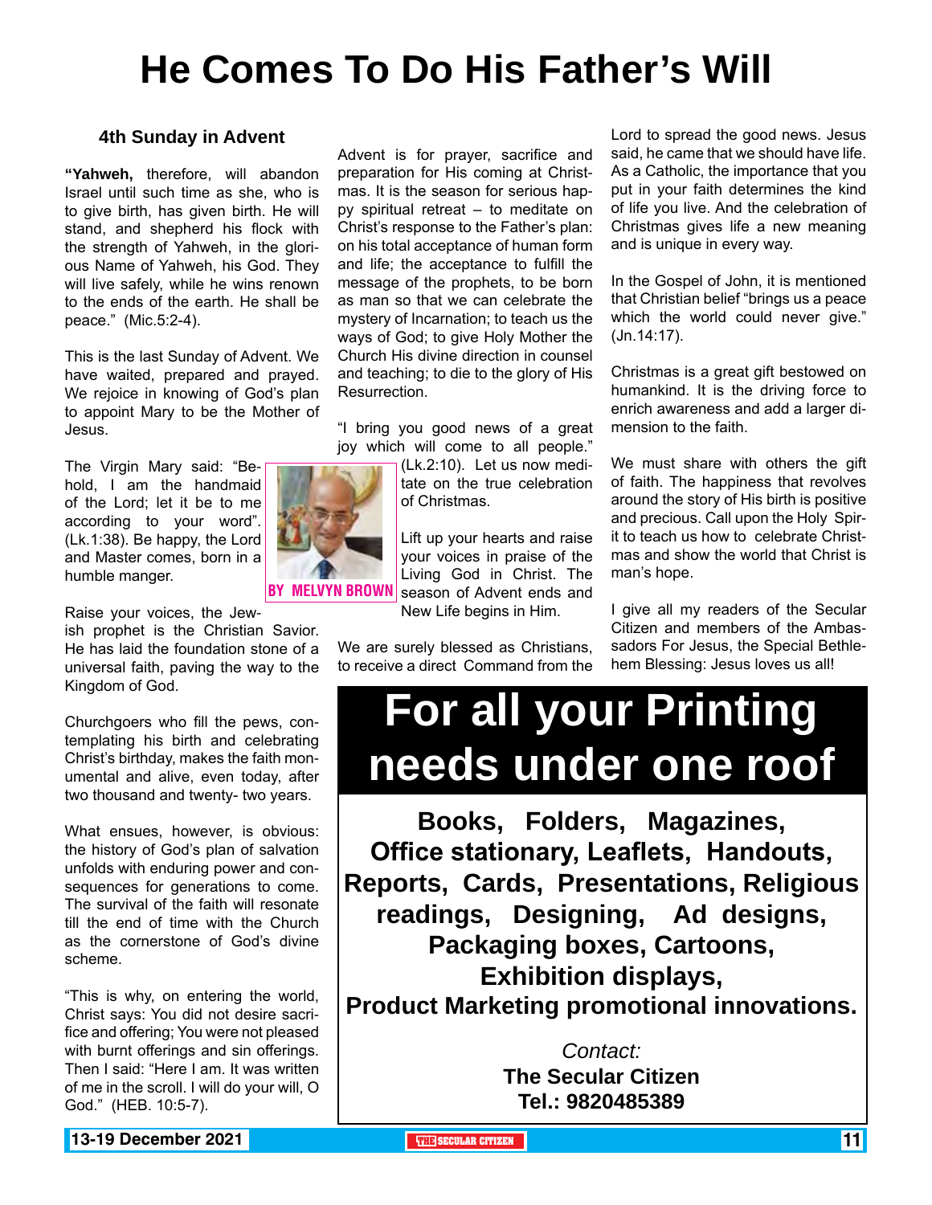# He Comes To Do His Father's Will

### 4th Sunday in Advent

**"Yahweh,** therefore, will abandon Israel until such time as she, who is to give birth, has given birth. He will stand, and shepherd his flock with the strength of Yahweh, in the glorious Name of Yahweh, his God. They will live safely, while he wins renown to the ends of the earth. He shall be peace." (Mic.5:2-4).

This is the last Sunday of Advent. We have waited, prepared and prayed. We rejoice in knowing of God's plan to appoint Mary to be the Mother of Jesus.

The Virgin Mary said: "Behold, I am the handmaid of the Lord; let it be to me according to your word". (Lk.1:38). Be happy, the Lord and Master comes, born in a humble manger.

BY MELVYN BROWN

Raise your voices, the Jewish prophet is the Christian Savior. He has laid the foundation stone of a universal faith, paving the way to the Kingdom of God.

Churchgoers who fill the pews, contemplating his birth and celebrating Christ's birthday, makes the faith monumental and alive, even today, after two thousand and twenty- two years.

What ensues, however, is obvious: the history of God's plan of salvation unfolds with enduring power and consequences for generations to come. The survival of the faith will resonate till the end of time with the Church as the cornerstone of God's divine scheme.

"This is why, on entering the world, Christ says: You did not desire sacrifice and offering; You were not pleased with burnt offerings and sin offerings. Then I said: "Here I am. It was written of me in the scroll. I will do your will, O God." (HEB. 10:5-7).

Advent is for prayer, sacrifice and preparation for His coming at Christmas. It is the season for serious happy spiritual retreat – to meditate on Christ's response to the Father's plan: on his total acceptance of human form and life; the acceptance to fulfill the message of the prophets, to be born as man so that we can celebrate the mystery of Incarnation; to teach us the ways of God; to give Holy Mother the Church His divine direction in counsel and teaching; to die to the glory of His Resurrection.

"I bring you good news of a great joy which will come to all people." (Lk.2:10). Let us now meditate on the true celebration of Christmas.

Lift up your hearts and raise your voices in praise of the Living God in Christ. The season of Advent ends and New Life begins in Him.

We are surely blessed as Christians, to receive a direct Command from the Lord to spread the good news. Jesus said, he came that we should have life. As a Catholic, the importance that you put in your faith determines the kind of life you live. And the celebration of Christmas gives life a new meaning and is unique in every way.

In the Gospel of John, it is mentioned that Christian belief "brings us a peace which the world could never give." (Jn.14:17).

Christmas is a great gift bestowed on humankind. It is the driving force to enrich awareness and add a larger dimension to the faith.

We must share with others the gift of faith. The happiness that revolves around the story of His birth is positive and precious. Call upon the Holy Spirit to teach us how to celebrate Christmas and show the world that Christ is man's hope.

I give all my readers of the Secular Citizen and members of the Ambassadors For Jesus, the Special Bethlehem Blessing: Jesus loves us all!

# For all your Printing needs under one roof

**Books, Folders, Magazines, Office stationary, Leaflets, Handouts, Reports, Cards, Presentations, Religious readings, Designing, Ad designs, Packaging boxes, Cartoons, Exhibition displays, Product Marketing promotional innovations.**

*Contact:*
**The Secular Citizen**
**Tel.: 9820485389**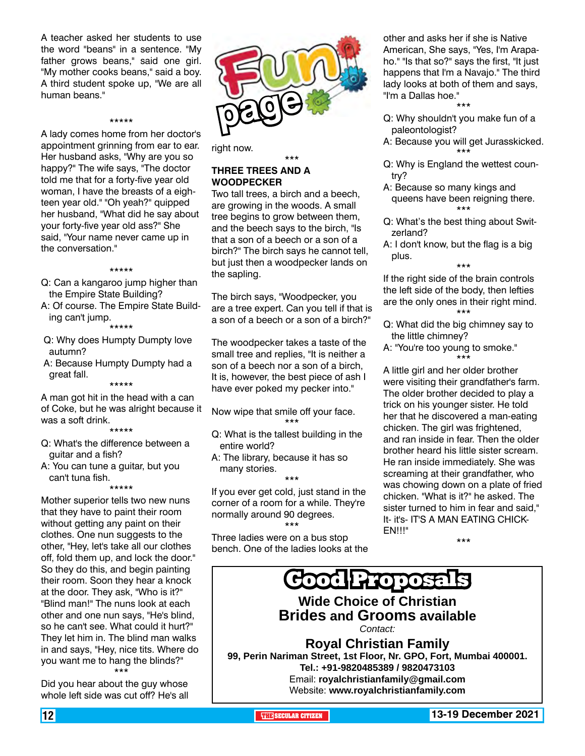# Fun page

A teacher asked her students to use the word "beans" in a sentence. "My father grows beans," said one girl. "My mother cooks beans," said a boy. A third student spoke up, "We are all human beans."

*****

A lady comes home from her doctor's appointment grinning from ear to ear. Her husband asks, "Why are you so happy?" The wife says, "The doctor told me that for a forty-five year old woman, I have the breasts of a eighteen year old." "Oh yeah?" quipped her husband, "What did he say about your forty-five year old ass?" She said, "Your name never came up in the conversation."

*****

Q: Can a kangaroo jump higher than the Empire State Building?

A: Of course. The Empire State Building can't jump.

*****

Q: Why does Humpty Dumpty love autumn?

A: Because Humpty Dumpty had a great fall.

*****

A man got hit in the head with a can of Coke, but he was alright because it was a soft drink.

*****

Q: What's the difference between a guitar and a fish?

A: You can tune a guitar, but you can't tuna fish.

*****

Mother superior tells two new nuns that they have to paint their room without getting any paint on their clothes. One nun suggests to the other, "Hey, let's take all our clothes off, fold them up, and lock the door." So they do this, and begin painting their room. Soon they hear a knock at the door. They ask, "Who is it?" "Blind man!" The nuns look at each other and one nun says, "He's blind, so he can't see. What could it hurt?" They let him in. The blind man walks in and says, "Hey, nice tits. Where do you want me to hang the blinds?"

***

Did you hear about the guy whose whole left side was cut off? He's all right now.

***

**THREE TREES AND A WOODPECKER**

Two tall trees, a birch and a beech, are growing in the woods. A small tree begins to grow between them, and the beech says to the birch, "Is that a son of a beech or a son of a birch?" The birch says he cannot tell, but just then a woodpecker lands on the sapling.

The birch says, "Woodpecker, you are a tree expert. Can you tell if that is a son of a beech or a son of a birch?"

The woodpecker takes a taste of the small tree and replies, "It is neither a son of a beech nor a son of a birch, It is, however, the best piece of ash I have ever poked my pecker into."

Now wipe that smile off your face.

***

Q: What is the tallest building in the entire world?

A: The library, because it has so many stories.

***

If you ever get cold, just stand in the corner of a room for a while. They're normally around 90 degrees.

***

Three ladies were on a bus stop bench. One of the ladies looks at the other and asks her if she is Native American, She says, "Yes, I'm Arapaho." "Is that so?" says the first, "It just happens that I'm a Navajo." The third lady looks at both of them and says, "I'm a Dallas hoe."

***

Q: Why shouldn't you make fun of a paleontologist?

A: Because you will get Jurasskicked.

***

Q: Why is England the wettest country?

A: Because so many kings and queens have been reigning there.

***

Q: What's the best thing about Switzerland?

A: I don't know, but the flag is a big plus.

***

If the right side of the brain controls the left side of the body, then lefties are the only ones in their right mind.

***

Q: What did the big chimney say to the little chimney?

A: "You're too young to smoke."

***

A little girl and her older brother were visiting their grandfather's farm. The older brother decided to play a trick on his younger sister. He told her that he discovered a man-eating chicken. The girl was frightened, and ran inside in fear. Then the older brother heard his little sister scream. He ran inside immediately. She was screaming at their grandfather, who was chowing down on a plate of fried chicken. "What is it?" he asked. The sister turned to him in fear and said," It- it's- IT'S A MAN EATING CHICKEN!!!"

***

## Good Proposals

**Wide Choice of Christian Brides and Grooms available**

*Contact:*

**Royal Christian Family**

**99, Perin Nariman Street, 1st Floor, Nr. GPO, Fort, Mumbai 400001.**

**Tel.: +91-9820485389 / 9820473103**

Email: **royalchristianfamily@gmail.com**

Website: **www.royalchristianfamily.com**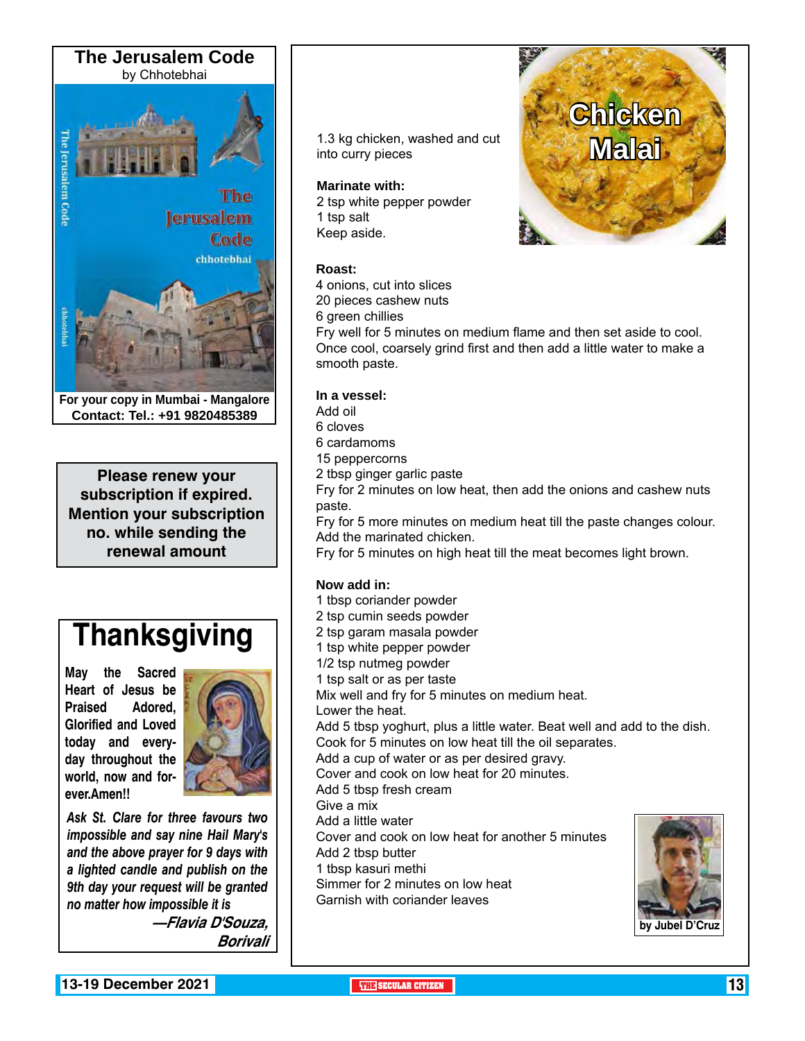## The Jerusalem Code

by Chhotebhai

**For your copy in Mumbai - Mangalore**
**Contact: Tel.: +91 9820485389**

**Please renew your subscription if expired. Mention your subscription no. while sending the renewal amount**

# Thanksgiving

**May the Sacred Heart of Jesus be Praised Adored, Glorified and Loved today and everyday throughout the world, now and forever.Amen!!**

***Ask St. Clare for three favours two impossible and say nine Hail Mary's and the above prayer for 9 days with a lighted candle and publish on the 9th day your request will be granted no matter how impossible it is***

***—Flavia D'Souza, Borivali***

# Chicken Malai

1.3 kg chicken, washed and cut into curry pieces

**Marinate with:**

2 tsp white pepper powder
1 tsp salt
Keep aside.

**Roast:**

4 onions, cut into slices
20 pieces cashew nuts
6 green chillies
Fry well for 5 minutes on medium flame and then set aside to cool.
Once cool, coarsely grind first and then add a little water to make a smooth paste.

**In a vessel:**

Add oil
6 cloves
6 cardamoms
15 peppercorns
2 tbsp ginger garlic paste
Fry for 2 minutes on low heat, then add the onions and cashew nuts paste.
Fry for 5 more minutes on medium heat till the paste changes colour.
Add the marinated chicken.
Fry for 5 minutes on high heat till the meat becomes light brown.

**Now add in:**

1 tbsp coriander powder
2 tsp cumin seeds powder
2 tsp garam masala powder
1 tsp white pepper powder
1/2 tsp nutmeg powder
1 tsp salt or as per taste
Mix well and fry for 5 minutes on medium heat.
Lower the heat.
Add 5 tbsp yoghurt, plus a little water. Beat well and add to the dish.
Cook for 5 minutes on low heat till the oil separates.
Add a cup of water or as per desired gravy.
Cover and cook on low heat for 20 minutes.
Add 5 tbsp fresh cream
Give a mix
Add a little water
Cover and cook on low heat for another 5 minutes
Add 2 tbsp butter
1 tbsp kasuri methi
Simmer for 2 minutes on low heat
Garnish with coriander leaves

**by Jubel D'Cruz**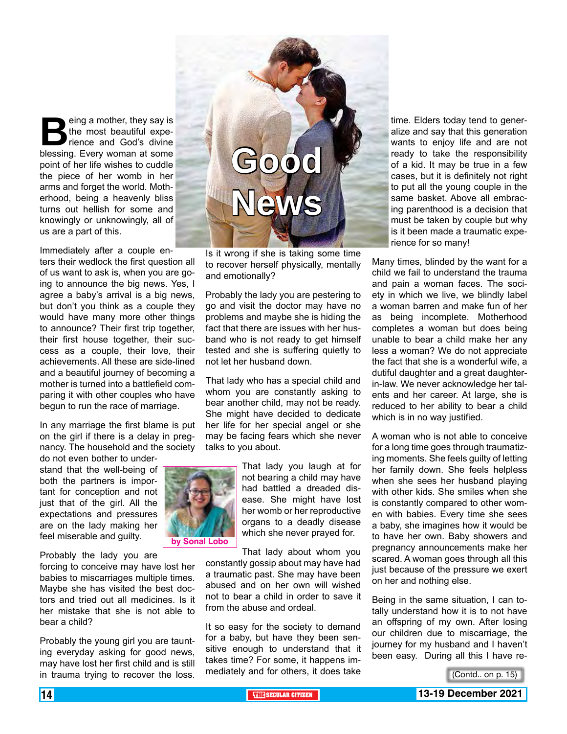# Good News

*by Sonal Lobo*

Being a mother, they say is the most beautiful experience and God's divine blessing. Every woman at some point of her life wishes to cuddle the piece of her womb in her arms and forget the world. Motherhood, being a heavenly bliss turns out hellish for some and knowingly or unknowingly, all of us are a part of this.

Immediately after a couple enters their wedlock the first question all of us want to ask is, when you are going to announce the big news. Yes, I agree a baby's arrival is a big news, but don't you think as a couple they would have many more other things to announce? Their first trip together, their first house together, their success as a couple, their love, their achievements. All these are side-lined and a beautiful journey of becoming a mother is turned into a battlefield comparing it with other couples who have begun to run the race of marriage.

In any marriage the first blame is put on the girl if there is a delay in pregnancy. The household and the society do not even bother to understand that the well-being of both the partners is important for conception and not just that of the girl. All the expectations and pressures are on the lady making her feel miserable and guilty.

Probably the lady you are forcing to conceive may have lost her babies to miscarriages multiple times. Maybe she has visited the best doctors and tried out all medicines. Is it her mistake that she is not able to bear a child?

Probably the young girl you are taunting everyday asking for good news, may have lost her first child and is still in trauma trying to recover the loss. Is it wrong if she is taking some time to recover herself physically, mentally and emotionally?

Probably the lady you are pestering to go and visit the doctor may have no problems and maybe she is hiding the fact that there are issues with her husband who is not ready to get himself tested and she is suffering quietly to not let her husband down.

That lady who has a special child and whom you are constantly asking to bear another child, may not be ready. She might have decided to dedicate her life for her special angel or she may be facing fears which she never talks to you about.

That lady you laugh at for not bearing a child may have had battled a dreaded disease. She might have lost her womb or her reproductive organs to a deadly disease which she never prayed for.

That lady about whom you constantly gossip about may have had a traumatic past. She may have been abused and on her own will wished not to bear a child in order to save it from the abuse and ordeal.

It so easy for the society to demand for a baby, but have they been sensitive enough to understand that it takes time? For some, it happens immediately and for others, it does take time. Elders today tend to generalize and say that this generation wants to enjoy life and are not ready to take the responsibility of a kid. It may be true in a few cases, but it is definitely not right to put all the young couple in the same basket. Above all embracing parenthood is a decision that must be taken by couple but why is it been made a traumatic experience for so many!

Many times, blinded by the want for a child we fail to understand the trauma and pain a woman faces. The society in which we live, we blindly label a woman barren and make fun of her as being incomplete. Motherhood completes a woman but does being unable to bear a child make her any less a woman? We do not appreciate the fact that she is a wonderful wife, a dutiful daughter and a great daughter-in-law. We never acknowledge her talents and her career. At large, she is reduced to her ability to bear a child which is in no way justified.

A woman who is not able to conceive for a long time goes through traumatizing moments. She feels guilty of letting her family down. She feels helpless when she sees her husband playing with other kids. She smiles when she is constantly compared to other women with babies. Every time she sees a baby, she imagines how it would be to have her own. Baby showers and pregnancy announcements make her scared. A woman goes through all this just because of the pressure we exert on her and nothing else.

Being in the same situation, I can totally understand how it is to not have an offspring of my own. After losing our children due to miscarriage, the journey for my husband and I haven't been easy. During all this I have re-

(Contd.. on p. 15)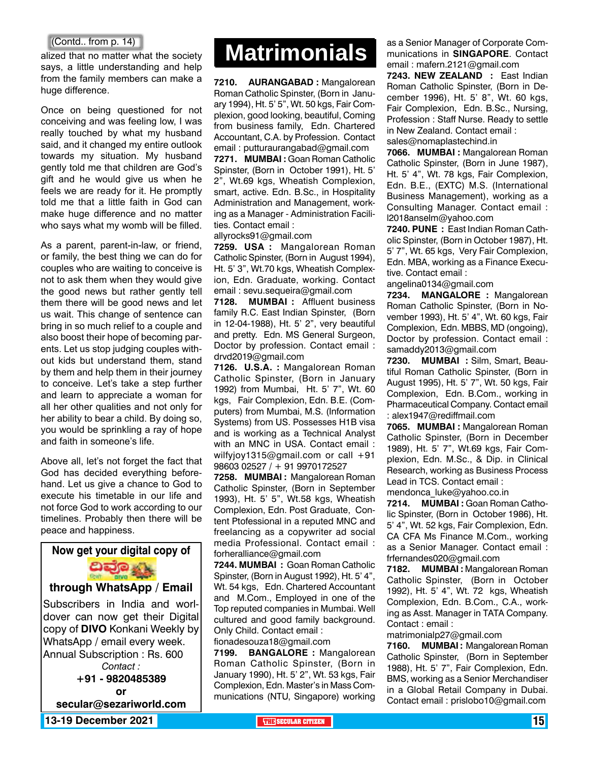(Contd.. from p. 14)

alized that no matter what the society says, a little understanding and help from the family members can make a huge difference.

Once on being questioned for not conceiving and was feeling low, I was really touched by what my husband said, and it changed my entire outlook towards my situation. My husband gently told me that children are God's gift and he would give us when he feels we are ready for it. He promptly told me that a little faith in God can make huge difference and no matter who says what my womb will be filled.

As a parent, parent-in-law, or friend, or family, the best thing we can do for couples who are waiting to conceive is not to ask them when they would give the good news but rather gently tell them there will be good news and let us wait. This change of sentence can bring in so much relief to a couple and also boost their hope of becoming parents. Let us stop judging couples without kids but understand them, stand by them and help them in their journey to conceive. Let's take a step further and learn to appreciate a woman for all her other qualities and not only for her ability to bear a child. By doing so, you would be sprinkling a ray of hope and faith in someone's life.

Above all, let's not forget the fact that God has decided everything beforehand. Let us give a chance to God to execute his timetable in our life and not force God to work according to our timelines. Probably then there will be peace and happiness.

**Now get your digital copy of DIVO through WhatsApp / Email**

Subscribers in India and worldover can now get their Digital copy of **DIVO** Konkani Weekly by WhatsApp / email every week.
Annual Subscription : Rs. 600
*Contact :*
**+91 - 9820485389**
**or**
**secular@sezariworld.com**

# Matrimonials

**7210. AURANGABAD :** Mangalorean Roman Catholic Spinster, (Born in January 1994), Ht. 5' 5", Wt. 50 kgs, Fair Complexion, good looking, beautiful, Coming from business family, Edn. Chartered Accountant, C.A. by Profession. Contact email : putturaurangabad@gmail.com

**7271. MUMBAI :** Goan Roman Catholic Spinster, (Born in October 1991), Ht. 5' 2", Wt.69 kgs, Wheatish Complexion, smart, active. Edn. B.Sc., in Hospitality Administration and Management, working as a Manager - Administration Facilities. Contact email : allyrocks91@gmail.com

**7259. USA :** Mangalorean Roman Catholic Spinster, (Born in August 1994), Ht. 5' 3", Wt.70 kgs, Wheatish Complexion, Edn. Graduate, working. Contact email : sevu.sequeira@gmail.com

**7128. MUMBAI :** Affluent business family R.C. East Indian Spinster, (Born in 12-04-1988), Ht. 5' 2", very beautiful and pretty. Edn. MS General Surgeon, Doctor by profession. Contact email : drvd2019@gmail.com

**7126. U.S.A. :** Mangalorean Roman Catholic Spinster, (Born in January 1992) from Mumbai, Ht. 5' 7", Wt. 60 kgs, Fair Complexion, Edn. B.E. (Computers) from Mumbai, M.S. (Information Systems) from US. Possesses H1B visa and is working as a Technical Analyst with an MNC in USA. Contact email : wilfyjoy1315@gmail.com or call +91 98603 02527 / + 91 9970172527

**7258. MUMBAI :** Mangalorean Roman Catholic Spinster, (Born in September 1993), Ht. 5' 5", Wt.58 kgs, Wheatish Complexion, Edn. Post Graduate, Content Ptofessional in a reputed MNC and freelancing as a copywriter ad social media Professional. Contact email : forheralliance@gmail.com

**7244. MUMBAI :** Goan Roman Catholic Spinster, (Born in August 1992), Ht. 5' 4", Wt. 54 kgs, Edn. Chartered Accountant and M.Com., Employed in one of the Top reputed companies in Mumbai. Well cultured and good family background. Only Child. Contact email : fionadesouza18@gmail.com

**7199. BANGALORE :** Mangalorean Roman Catholic Spinster, (Born in January 1990), Ht. 5' 2", Wt. 53 kgs, Fair Complexion, Edn. Master's in Mass Communications (NTU, Singapore) working as a Senior Manager of Corporate Communications in **SINGAPORE**. Contact email : mafern.2121@gmail.com

**7243. NEW ZEALAND :** East Indian Roman Catholic Spinster, (Born in December 1996), Ht. 5' 8", Wt. 60 kgs, Fair Complexion, Edn. B.Sc., Nursing, Profession : Staff Nurse. Ready to settle in New Zealand. Contact email : sales@nomaplastechind.in

**7066. MUMBAI :** Mangalorean Roman Catholic Spinster, (Born in June 1987), Ht. 5' 4", Wt. 78 kgs, Fair Complexion, Edn. B.E., (EXTC) M.S. (International Business Management), working as a Consulting Manager. Contact email : l2018anselm@yahoo.com

**7240. PUNE :** East Indian Roman Catholic Spinster, (Born in October 1987), Ht. 5' 7", Wt. 65 kgs, Very Fair Complexion, Edn. MBA, working as a Finance Executive. Contact email : angelina0134@gmail.com

**7234. MANGALORE :** Mangalorean Roman Catholic Spinster, (Born in November 1993), Ht. 5' 4", Wt. 60 kgs, Fair Complexion, Edn. MBBS, MD (ongoing), Doctor by profession. Contact email : samaddy2013@gmail.com

**7230. MUMBAI :** Silm, Smart, Beautiful Roman Catholic Spinster, (Born in August 1995), Ht. 5' 7", Wt. 50 kgs, Fair Complexion, Edn. B.Com., working in Pharmaceutical Company. Contact email : alex1947@rediffmail.com

**7065. MUMBAI :** Mangalorean Roman Catholic Spinster, (Born in December 1989), Ht. 5' 7", Wt.69 kgs, Fair Complexion, Edn. M.Sc., & Dip. in Clinical Research, working as Business Process Lead in TCS. Contact email : mendonca_luke@yahoo.co.in

**7214. MUMBAI :** Goan Roman Catholic Spinster, (Born in October 1986), Ht. 5' 4", Wt. 52 kgs, Fair Complexion, Edn. CA CFA Ms Finance M.Com., working as a Senior Manager. Contact email : frfernandes020@gmail.com

**7182. MUMBAI :** Mangalorean Roman Catholic Spinster, (Born in October 1992), Ht. 5' 4", Wt. 72 kgs, Wheatish Complexion, Edn. B.Com., C.A., working as Asst. Manager in TATA Company. Contact : email : matrimonialp27@gmail.com

**7160. MUMBAI :** Mangalorean Roman Catholic Spinster, (Born in September 1988), Ht. 5' 7", Fair Complexion, Edn. BMS, working as a Senior Merchandiser in a Global Retail Company in Dubai. Contact email : prislobo10@gmail.com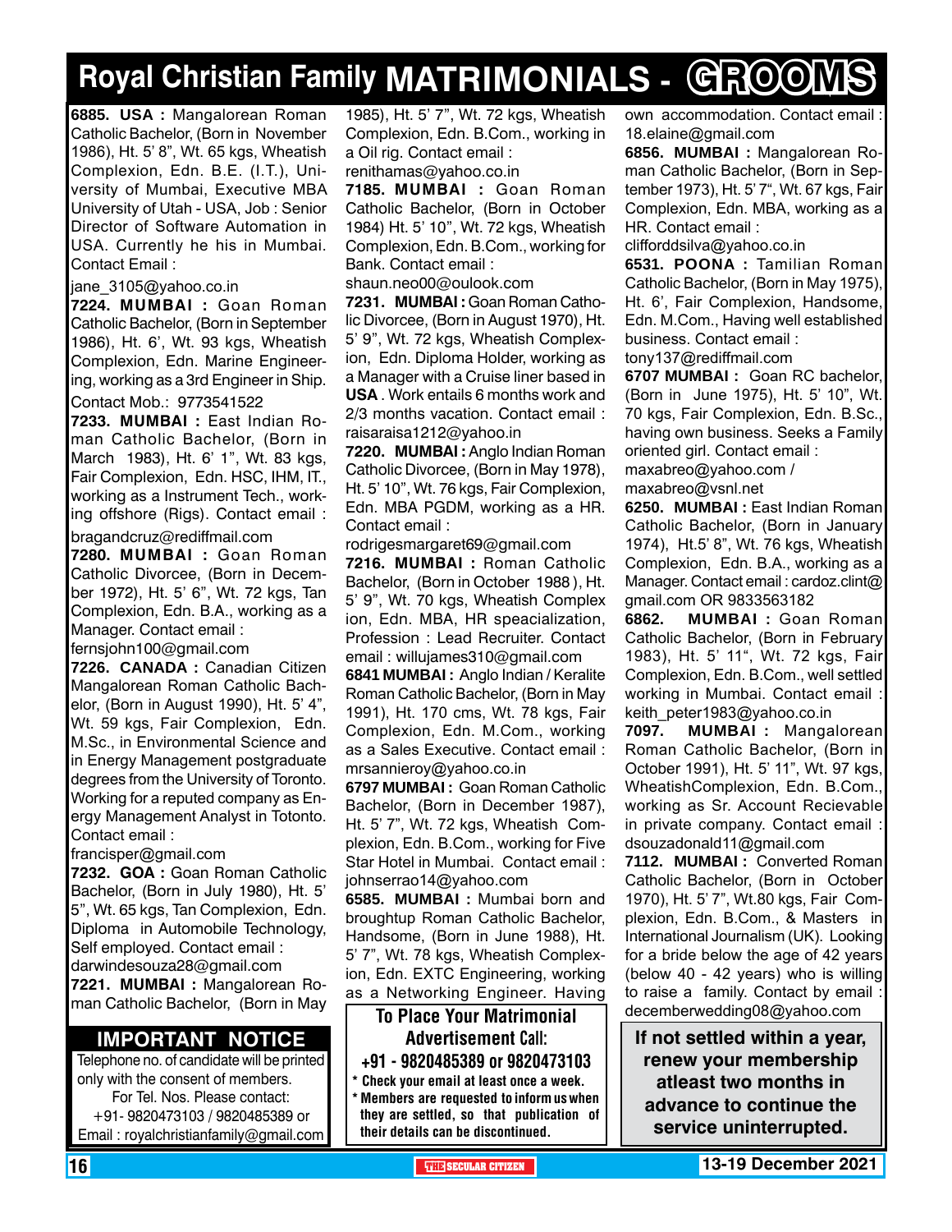# Royal Christian Family MATRIMONIALS - GROOMS

**6885. USA :** Mangalorean Roman Catholic Bachelor, (Born in November 1986), Ht. 5' 8", Wt. 65 kgs, Wheatish Complexion, Edn. B.E. (I.T.), University of Mumbai, Executive MBA University of Utah - USA, Job : Senior Director of Software Automation in USA. Currently he his in Mumbai. Contact Email :
jane_3105@yahoo.co.in

**7224. MUMBAI :** Goan Roman Catholic Bachelor, (Born in September 1986), Ht. 6', Wt. 93 kgs, Wheatish Complexion, Edn. Marine Engineering, working as a 3rd Engineer in Ship. Contact Mob.: 9773541522

**7233. MUMBAI :** East Indian Roman Catholic Bachelor, (Born in March 1983), Ht. 6' 1", Wt. 83 kgs, Fair Complexion, Edn. HSC, IHM, IT., working as a Instrument Tech., working offshore (Rigs). Contact email :
bragandcruz@rediffmail.com

**7280. MUMBAI :** Goan Roman Catholic Divorcee, (Born in December 1972), Ht. 5' 6", Wt. 72 kgs, Tan Complexion, Edn. B.A., working as a Manager. Contact email :
fernsjohn100@gmail.com

**7226. CANADA :** Canadian Citizen Mangalorean Roman Catholic Bachelor, (Born in August 1990), Ht. 5' 4", Wt. 59 kgs, Fair Complexion, Edn. M.Sc., in Environmental Science and in Energy Management postgraduate degrees from the University of Toronto. Working for a reputed company as Energy Management Analyst in Totonto. Contact email :
francisper@gmail.com

**7232. GOA :** Goan Roman Catholic Bachelor, (Born in July 1980), Ht. 5' 5", Wt. 65 kgs, Tan Complexion, Edn. Diploma in Automobile Technology, Self employed. Contact email :
darwindesouza28@gmail.com

**7221. MUMBAI :** Mangalorean Roman Catholic Bachelor, (Born in May 1985), Ht. 5' 7", Wt. 72 kgs, Wheatish Complexion, Edn. B.Com., working in a Oil rig. Contact email :
renithamas@yahoo.co.in

**7185. MUMBAI :** Goan Roman Catholic Bachelor, (Born in October 1984) Ht. 5' 10", Wt. 72 kgs, Wheatish Complexion, Edn. B.Com., working for Bank. Contact email :
shaun.neo00@oulook.com

**7231. MUMBAI :** Goan Roman Catholic Divorcee, (Born in August 1970), Ht. 5' 9", Wt. 72 kgs, Wheatish Complexion, Edn. Diploma Holder, working as a Manager with a Cruise liner based in **USA** . Work entails 6 months work and 2/3 months vacation. Contact email :
raisaraisa1212@yahoo.in

**7220. MUMBAI :** Anglo Indian Roman Catholic Divorcee, (Born in May 1978), Ht. 5' 10", Wt. 76 kgs, Fair Complexion, Edn. MBA PGDM, working as a HR. Contact email :
rodrigesmargaret69@gmail.com

**7216. MUMBAI :** Roman Catholic Bachelor, (Born in October 1988 ), Ht. 5' 9", Wt. 70 kgs, Wheatish Complex ion, Edn. MBA, HR speacialization, Profession : Lead Recruiter. Contact email : willujames310@gmail.com

**6841 MUMBAI :** Anglo Indian / Keralite Roman Catholic Bachelor, (Born in May 1991), Ht. 170 cms, Wt. 78 kgs, Fair Complexion, Edn. M.Com., working as a Sales Executive. Contact email :
mrsannieroy@yahoo.co.in

**6797 MUMBAI :** Goan Roman Catholic Bachelor, (Born in December 1987), Ht. 5' 7", Wt. 72 kgs, Wheatish Complexion, Edn. B.Com., working for Five Star Hotel in Mumbai. Contact email :
johnserrao14@yahoo.com

**6585. MUMBAI :** Mumbai born and broughtup Roman Catholic Bachelor, Handsome, (Born in June 1988), Ht. 5' 7", Wt. 78 kgs, Wheatish Complexion, Edn. EXTC Engineering, working as a Networking Engineer. Having own accommodation. Contact email :
18.elaine@gmail.com

**6856. MUMBAI :** Mangalorean Roman Catholic Bachelor, (Born in September 1973), Ht. 5' 7", Wt. 67 kgs, Fair Complexion, Edn. MBA, working as a HR. Contact email :
clifforddsilva@yahoo.co.in

**6531. POONA :** Tamilian Roman Catholic Bachelor, (Born in May 1975), Ht. 6', Fair Complexion, Handsome, Edn. M.Com., Having well established business. Contact email :
tony137@rediffmail.com

**6707 MUMBAI :** Goan RC bachelor, (Born in June 1975), Ht. 5' 10", Wt. 70 kgs, Fair Complexion, Edn. B.Sc., having own business. Seeks a Family oriented girl. Contact email :
maxabreo@yahoo.com /
maxabreo@vsnl.net

**6250. MUMBAI :** East Indian Roman Catholic Bachelor, (Born in January 1974), Ht.5' 8", Wt. 76 kgs, Wheatish Complexion, Edn. B.A., working as a Manager. Contact email : cardoz.clint@gmail.com OR 9833563182

**6862. MUMBAI :** Goan Roman Catholic Bachelor, (Born in February 1983), Ht. 5' 11", Wt. 72 kgs, Fair Complexion, Edn. B.Com., well settled working in Mumbai. Contact email :
keith_peter1983@yahoo.co.in

**7097. MUMBAI :** Mangalorean Roman Catholic Bachelor, (Born in October 1991), Ht. 5' 11", Wt. 97 kgs, WheatishComplexion, Edn. B.Com., working as Sr. Account Recievable in private company. Contact email :
dsouzadonald11@gmail.com

**7112. MUMBAI :** Converted Roman Catholic Bachelor, (Born in October 1970), Ht. 5' 7", Wt.80 kgs, Fair Complexion, Edn. B.Com., & Masters in International Journalism (UK). Looking for a bride below the age of 42 years (below 40 - 42 years) who is willing to raise a family. Contact by email :
decemberwedding08@yahoo.com

## IMPORTANT NOTICE

Telephone no. of candidate will be printed only with the consent of members.
For Tel. Nos. Please contact:
+91- 9820473103 / 9820485389 or
Email : royalchristianfamily@gmail.com

**To Place Your Matrimonial Advertisement Call:**
**+91 - 9820485389 or 9820473103**

- Check your email at least once a week.
- Members are requested to inform us when they are settled, so that publication of their details can be discontinued.

**If not settled within a year, renew your membership atleast two months in advance to continue the service uninterrupted.**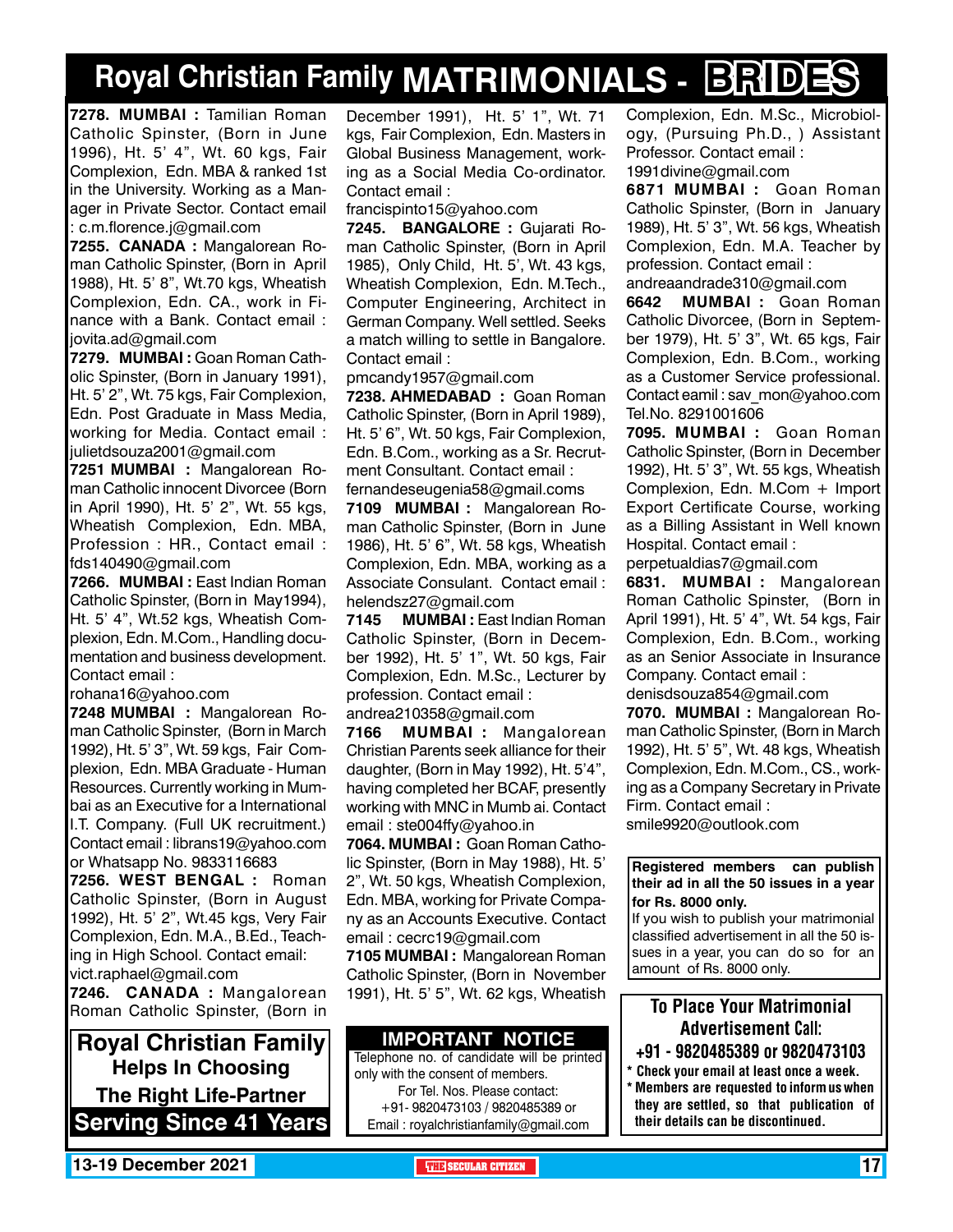# Royal Christian Family MATRIMONIALS - BRIDES

**7278. MUMBAI :** Tamilian Roman Catholic Spinster, (Born in June 1996), Ht. 5' 4", Wt. 60 kgs, Fair Complexion, Edn. MBA & ranked 1st in the University. Working as a Manager in Private Sector. Contact email : c.m.florence.j@gmail.com

**7255. CANADA :** Mangalorean Roman Catholic Spinster, (Born in April 1988), Ht. 5' 8", Wt.70 kgs, Wheatish Complexion, Edn. CA., work in Finance with a Bank. Contact email : jovita.ad@gmail.com

**7279. MUMBAI :** Goan Roman Catholic Spinster, (Born in January 1991), Ht. 5' 2", Wt. 75 kgs, Fair Complexion, Edn. Post Graduate in Mass Media, working for Media. Contact email : julietdsouza2001@gmail.com

**7251 MUMBAI :** Mangalorean Roman Catholic innocent Divorcee (Born in April 1990), Ht. 5' 2", Wt. 55 kgs, Wheatish Complexion, Edn. MBA, Profession : HR., Contact email : fds140490@gmail.com

**7266. MUMBAI :** East Indian Roman Catholic Spinster, (Born in May1994), Ht. 5' 4", Wt.52 kgs, Wheatish Complexion, Edn. M.Com., Handling documentation and business development. Contact email : rohana16@yahoo.com

**7248 MUMBAI :** Mangalorean Roman Catholic Spinster, (Born in March 1992), Ht. 5' 3", Wt. 59 kgs, Fair Complexion, Edn. MBA Graduate - Human Resources. Currently working in Mumbai as an Executive for a International I.T. Company. (Full UK recruitment.) Contact email : librans19@yahoo.com or Whatsapp No. 9833116683

**7256. WEST BENGAL :** Roman Catholic Spinster, (Born in August 1992), Ht. 5' 2", Wt.45 kgs, Very Fair Complexion, Edn. M.A., B.Ed., Teaching in High School. Contact email: vict.raphael@gmail.com

**7246. CANADA :** Mangalorean Roman Catholic Spinster, (Born in December 1991), Ht. 5' 1", Wt. 71 kgs, Fair Complexion, Edn. Masters in Global Business Management, working as a Social Media Co-ordinator. Contact email : francispinto15@yahoo.com

**7245. BANGALORE :** Gujarati Roman Catholic Spinster, (Born in April 1985), Only Child, Ht. 5', Wt. 43 kgs, Wheatish Complexion, Edn. M.Tech., Computer Engineering, Architect in German Company. Well settled. Seeks a match willing to settle in Bangalore. Contact email : pmcandy1957@gmail.com

**7238. AHMEDABAD :** Goan Roman Catholic Spinster, (Born in April 1989), Ht. 5' 6", Wt. 50 kgs, Fair Complexion, Edn. B.Com., working as a Sr. Recrutment Consultant. Contact email : fernandeseugenia58@gmail.coms

**7109 MUMBAI :** Mangalorean Roman Catholic Spinster, (Born in June 1986), Ht. 5' 6", Wt. 58 kgs, Wheatish Complexion, Edn. MBA, working as a Associate Consulant. Contact email : helendsz27@gmail.com

**7145 MUMBAI :** East Indian Roman Catholic Spinster, (Born in December 1992), Ht. 5' 1", Wt. 50 kgs, Fair Complexion, Edn. M.Sc., Lecturer by profession. Contact email : andrea210358@gmail.com

**7166 MUMBAI :** Mangalorean Christian Parents seek alliance for their daughter, (Born in May 1992), Ht. 5'4", having completed her BCAF, presently working with MNC in Mumb ai. Contact email : ste004ffy@yahoo.in

**7064. MUMBAI :** Goan Roman Catholic Spinster, (Born in May 1988), Ht. 5' 2", Wt. 50 kgs, Wheatish Complexion, Edn. MBA, working for Private Company as an Accounts Executive. Contact email : cecrc19@gmail.com

**7105 MUMBAI :** Mangalorean Roman Catholic Spinster, (Born in November 1991), Ht. 5' 5", Wt. 62 kgs, Wheatish Complexion, Edn. M.Sc., Microbiology, (Pursuing Ph.D., ) Assistant Professor. Contact email : 1991divine@gmail.com

**6871 MUMBAI :** Goan Roman Catholic Spinster, (Born in January 1989), Ht. 5' 3", Wt. 56 kgs, Wheatish Complexion, Edn. M.A. Teacher by profession. Contact email : andreaandrade310@gmail.com

**6642 MUMBAI :** Goan Roman Catholic Divorcee, (Born in September 1979), Ht. 5' 3", Wt. 65 kgs, Fair Complexion, Edn. B.Com., working as a Customer Service professional. Contact eamil : sav_mon@yahoo.com Tel.No. 8291001606

**7095. MUMBAI :** Goan Roman Catholic Spinster, (Born in December 1992), Ht. 5' 3", Wt. 55 kgs, Wheatish Complexion, Edn. M.Com + Import Export Certificate Course, working as a Billing Assistant in Well known Hospital. Contact email : perpetualdias7@gmail.com

**6831. MUMBAI :** Mangalorean Roman Catholic Spinster, (Born in April 1991), Ht. 5' 4", Wt. 54 kgs, Fair Complexion, Edn. B.Com., working as an Senior Associate in Insurance Company. Contact email : denisdsouza854@gmail.com

**7070. MUMBAI :** Mangalorean Roman Catholic Spinster, (Born in March 1992), Ht. 5' 5", Wt. 48 kgs, Wheatish Complexion, Edn. M.Com., CS., working as a Company Secretary in Private Firm. Contact email : smile9920@outlook.com

---

**Royal Christian Family**
**Helps In Choosing**
**The Right Life-Partner**
**Serving Since 41 Years**

---

**IMPORTANT NOTICE**

Telephone no. of candidate will be printed only with the consent of members.
For Tel. Nos. Please contact:
+91- 9820473103 / 9820485389 or
Email : royalchristianfamily@gmail.com

---

**Registered members can publish their ad in all the 50 issues in a year for Rs. 8000 only.**
If you wish to publish your matrimonial classified advertisement in all the 50 issues in a year, you can do so for an amount of Rs. 8000 only.

---

**To Place Your Matrimonial Advertisement Call:**
**+91 - 9820485389 or 9820473103**

- **Check your email at least once a week.**
- **Members are requested to inform us when they are settled, so that publication of their details can be discontinued.**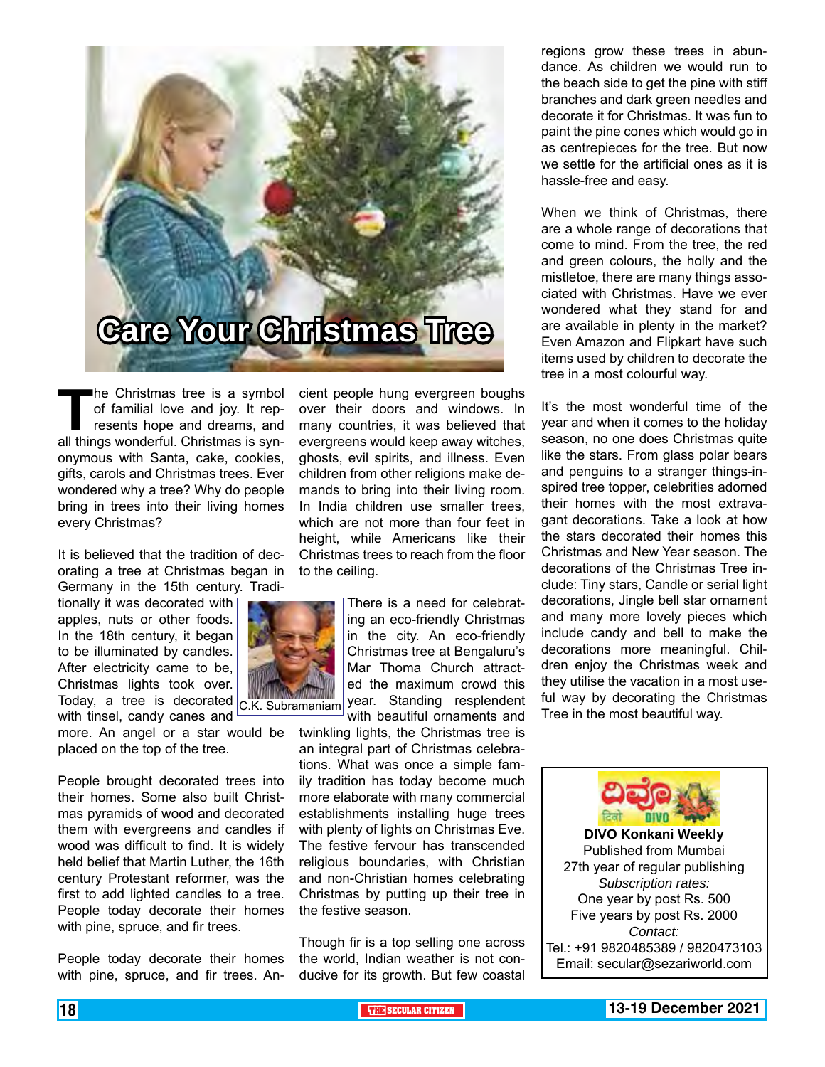# Care Your Christmas Tree

The Christmas tree is a symbol of familial love and joy. It represents hope and dreams, and all things wonderful. Christmas is synonymous with Santa, cake, cookies, gifts, carols and Christmas trees. Ever wondered why a tree? Why do people bring in trees into their living homes every Christmas?

It is believed that the tradition of decorating a tree at Christmas began in Germany in the 15th century. Traditionally it was decorated with apples, nuts or other foods. In the 18th century, it began to be illuminated by candles. After electricity came to be, Christmas lights took over. Today, a tree is decorated with tinsel, candy canes and more. An angel or a star would be placed on the top of the tree.

C.K. Subramaniam

People brought decorated trees into their homes. Some also built Christmas pyramids of wood and decorated them with evergreens and candles if wood was difficult to find. It is widely held belief that Martin Luther, the 16th century Protestant reformer, was the first to add lighted candles to a tree. People today decorate their homes with pine, spruce, and fir trees.

People today decorate their homes with pine, spruce, and fir trees. Ancient people hung evergreen boughs over their doors and windows. In many countries, it was believed that evergreens would keep away witches, ghosts, evil spirits, and illness. Even children from other religions make demands to bring into their living room. In India children use smaller trees, which are not more than four feet in height, while Americans like their Christmas trees to reach from the floor to the ceiling.

There is a need for celebrating an eco-friendly Christmas in the city. An eco-friendly Christmas tree at Bengaluru's Mar Thoma Church attracted the maximum crowd this year. Standing resplendent with beautiful ornaments and twinkling lights, the Christmas tree is an integral part of Christmas celebrations. What was once a simple family tradition has today become much more elaborate with many commercial establishments installing huge trees with plenty of lights on Christmas Eve. The festive fervour has transcended religious boundaries, with Christian and non-Christian homes celebrating Christmas by putting up their tree in the festive season.

Though fir is a top selling one across the world, Indian weather is not conducive for its growth. But few coastal regions grow these trees in abundance. As children we would run to the beach side to get the pine with stiff branches and dark green needles and decorate it for Christmas. It was fun to paint the pine cones which would go in as centrepieces for the tree. But now we settle for the artificial ones as it is hassle-free and easy.

When we think of Christmas, there are a whole range of decorations that come to mind. From the tree, the red and green colours, the holly and the mistletoe, there are many things associated with Christmas. Have we ever wondered what they stand for and are available in plenty in the market? Even Amazon and Flipkart have such items used by children to decorate the tree in a most colourful way.

It's the most wonderful time of the year and when it comes to the holiday season, no one does Christmas quite like the stars. From glass polar bears and penguins to a stranger things-inspired tree topper, celebrities adorned their homes with the most extravagant decorations. Take a look at how the stars decorated their homes this Christmas and New Year season. The decorations of the Christmas Tree include: Tiny stars, Candle or serial light decorations, Jingle bell star ornament and many more lovely pieces which include candy and bell to make the decorations more meaningful. Children enjoy the Christmas week and they utilise the vacation in a most useful way by decorating the Christmas Tree in the most beautiful way.

---

ದಿವೊ दिवो DIVO

**DIVO Konkani Weekly**
Published from Mumbai
27th year of regular publishing
*Subscription rates:*
One year by post Rs. 500
Five years by post Rs. 2000
*Contact:*
Tel.: +91 9820485389 / 9820473103
Email: secular@sezariworld.com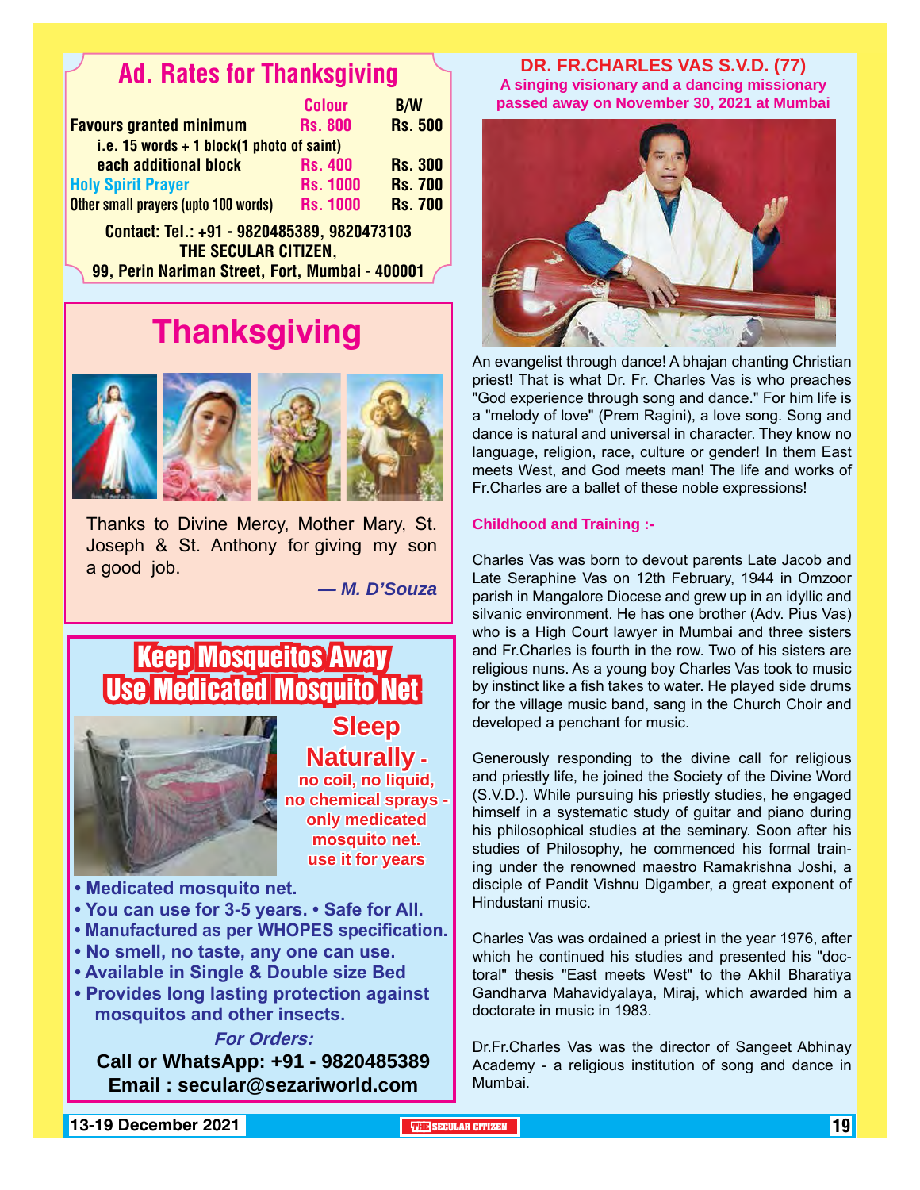## Ad. Rates for Thanksgiving

| | Colour | B/W |
|---|---|---|
| Favours granted minimum | Rs. 800 | Rs. 500 |
| i.e. 15 words + 1 block(1 photo of saint) | | |
| each additional block | Rs. 400 | Rs. 300 |
| Holy Spirit Prayer | Rs. 1000 | Rs. 700 |
| Other small prayers (upto 100 words) | Rs. 1000 | Rs. 700 |

**Contact: Tel.: +91 - 9820485389, 9820473103**
**THE SECULAR CITIZEN,**
**99, Perin Nariman Street, Fort, Mumbai - 400001**

## Thanksgiving

Thanks to Divine Mercy, Mother Mary, St. Joseph & St. Anthony for giving my son a good job.

***— M. D'Souza***

## Keep Mosqueitos Away
## Use Medicated Mosquito Net

**Sleep Naturally - no coil, no liquid, no chemical sprays - only medicated mosquito net. use it for years**

- **Medicated mosquito net.**
- **You can use for 3-5 years. • Safe for All.**
- **Manufactured as per WHOPES specification.**
- **No smell, no taste, any one can use.**
- **Available in Single & Double size Bed**
- **Provides long lasting protection against mosquitos and other insects.**

***For Orders:***
**Call or WhatsApp: +91 - 9820485389**
**Email : secular@sezariworld.com**

## DR. FR.CHARLES VAS S.V.D. (77)
### A singing visionary and a dancing missionary passed away on November 30, 2021 at Mumbai

An evangelist through dance! A bhajan chanting Christian priest! That is what Dr. Fr. Charles Vas is who preaches "God experience through song and dance." For him life is a "melody of love" (Prem Ragini), a love song. Song and dance is natural and universal in character. They know no language, religion, race, culture or gender! In them East meets West, and God meets man! The life and works of Fr.Charles are a ballet of these noble expressions!

**Childhood and Training :-**

Charles Vas was born to devout parents Late Jacob and Late Seraphine Vas on 12th February, 1944 in Omzoor parish in Mangalore Diocese and grew up in an idyllic and silvanic environment. He has one brother (Adv. Pius Vas) who is a High Court lawyer in Mumbai and three sisters and Fr.Charles is fourth in the row. Two of his sisters are religious nuns. As a young boy Charles Vas took to music by instinct like a fish takes to water. He played side drums for the village music band, sang in the Church Choir and developed a penchant for music.

Generously responding to the divine call for religious and priestly life, he joined the Society of the Divine Word (S.V.D.). While pursuing his priestly studies, he engaged himself in a systematic study of guitar and piano during his philosophical studies at the seminary. Soon after his studies of Philosophy, he commenced his formal training under the renowned maestro Ramakrishna Joshi, a disciple of Pandit Vishnu Digamber, a great exponent of Hindustani music.

Charles Vas was ordained a priest in the year 1976, after which he continued his studies and presented his "doctoral" thesis "East meets West" to the Akhil Bharatiya Gandharva Mahavidyalaya, Miraj, which awarded him a doctorate in music in 1983.

Dr.Fr.Charles Vas was the director of Sangeet Abhinay Academy - a religious institution of song and dance in Mumbai.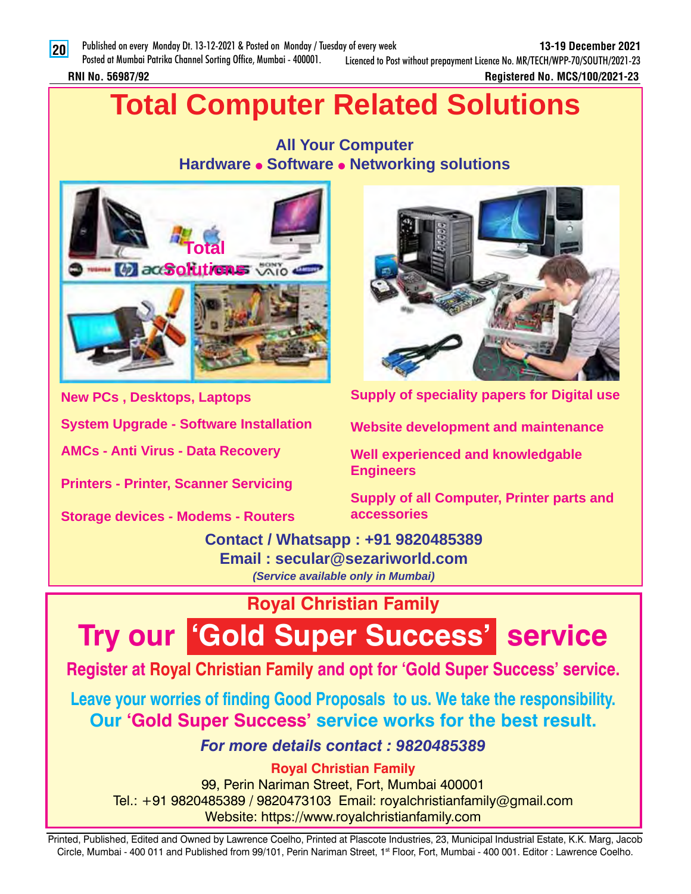# Total Computer Related Solutions

**All Your Computer**
**Hardware • Software • Networking solutions**

- **New PCs , Desktops, Laptops**
- **System Upgrade - Software Installation**
- **AMCs - Anti Virus - Data Recovery**
- **Printers - Printer, Scanner Servicing**
- **Storage devices - Modems - Routers**
- **Supply of speciality papers for Digital use**
- **Website development and maintenance**
- **Well experienced and knowledgable Engineers**
- **Supply of all Computer, Printer parts and accessories**

**Contact / Whatsapp : +91 9820485389**
**Email : secular@sezariworld.com**
***(Service available only in Mumbai)***

---

## Royal Christian Family

# Try our 'Gold Super Success' service

**Register at Royal Christian Family and opt for 'Gold Super Success' service.**

**Leave your worries of finding Good Proposals to us. We take the responsibility.**
**Our 'Gold Super Success' service works for the best result.**

***For more details contact : 9820485389***

**Royal Christian Family**
99, Perin Nariman Street, Fort, Mumbai 400001
Tel.: +91 9820485389 / 9820473103 Email: royalchristianfamily@gmail.com
Website: https://www.royalchristianfamily.com

---

Printed, Published, Edited and Owned by Lawrence Coelho, Printed at Plascote Industries, 23, Municipal Industrial Estate, K.K. Marg, Jacob Circle, Mumbai - 400 011 and Published from 99/101, Perin Nariman Street, 1st Floor, Fort, Mumbai - 400 001. Editor : Lawrence Coelho.